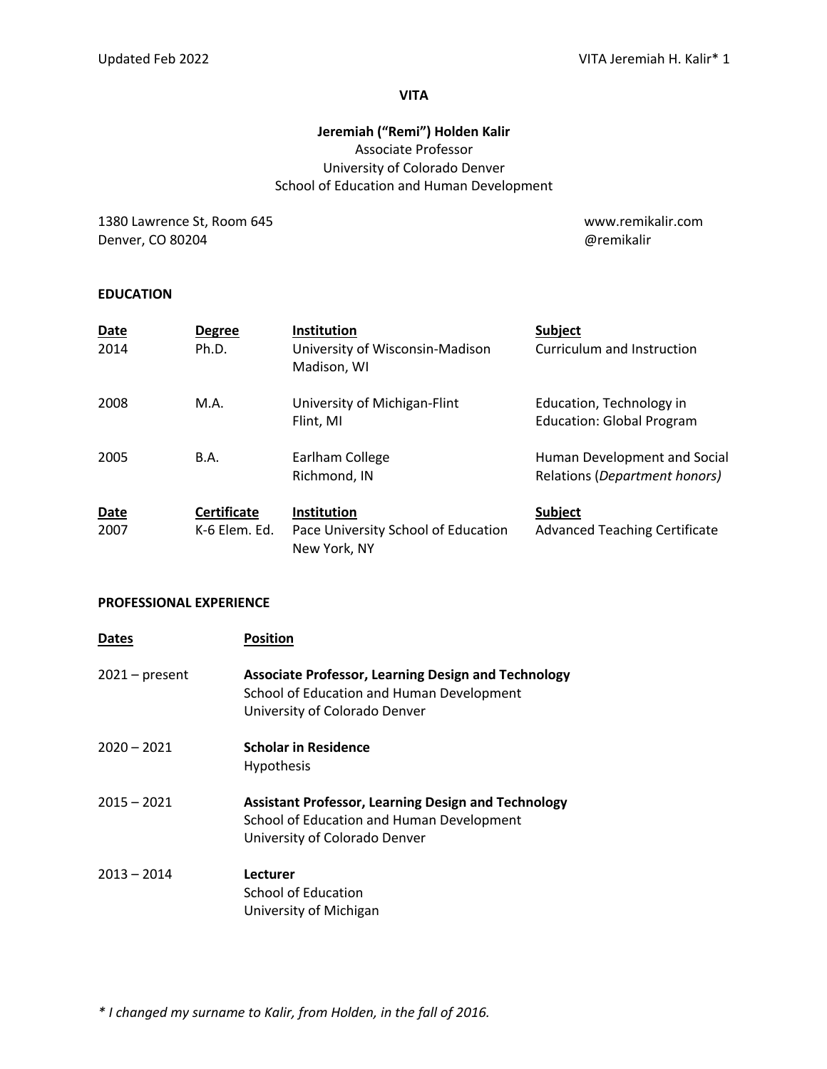# VITA

**Jeremiah ("Remi") Holden Kalir**
Associate Professor
University of Colorado Denver
School of Education and Human Development

1380 Lawrence St, Room 645
Denver, CO 80204

www.remikalir.com
@remikalir

## EDUCATION

| Date | Degree | Institution | Subject |
|---|---|---|---|
| 2014 | Ph.D. | University of Wisconsin-Madison<br>Madison, WI | Curriculum and Instruction |
| 2008 | M.A. | University of Michigan-Flint<br>Flint, MI | Education, Technology in Education: Global Program |
| 2005 | B.A. | Earlham College<br>Richmond, IN | Human Development and Social Relations (*Department honors)* |

| Date | Certificate | Institution | Subject |
|---|---|---|---|
| 2007 | K-6 Elem. Ed. | Pace University School of Education<br>New York, NY | Advanced Teaching Certificate |

## PROFESSIONAL EXPERIENCE

| Dates | Position |
|---|---|
| 2021 – present | **Associate Professor, Learning Design and Technology**<br>School of Education and Human Development<br>University of Colorado Denver |
| 2020 – 2021 | **Scholar in Residence**<br>Hypothesis |
| 2015 – 2021 | **Assistant Professor, Learning Design and Technology**<br>School of Education and Human Development<br>University of Colorado Denver |
| 2013 – 2014 | **Lecturer**<br>School of Education<br>University of Michigan |

*\* I changed my surname to Kalir, from Holden, in the fall of 2016.*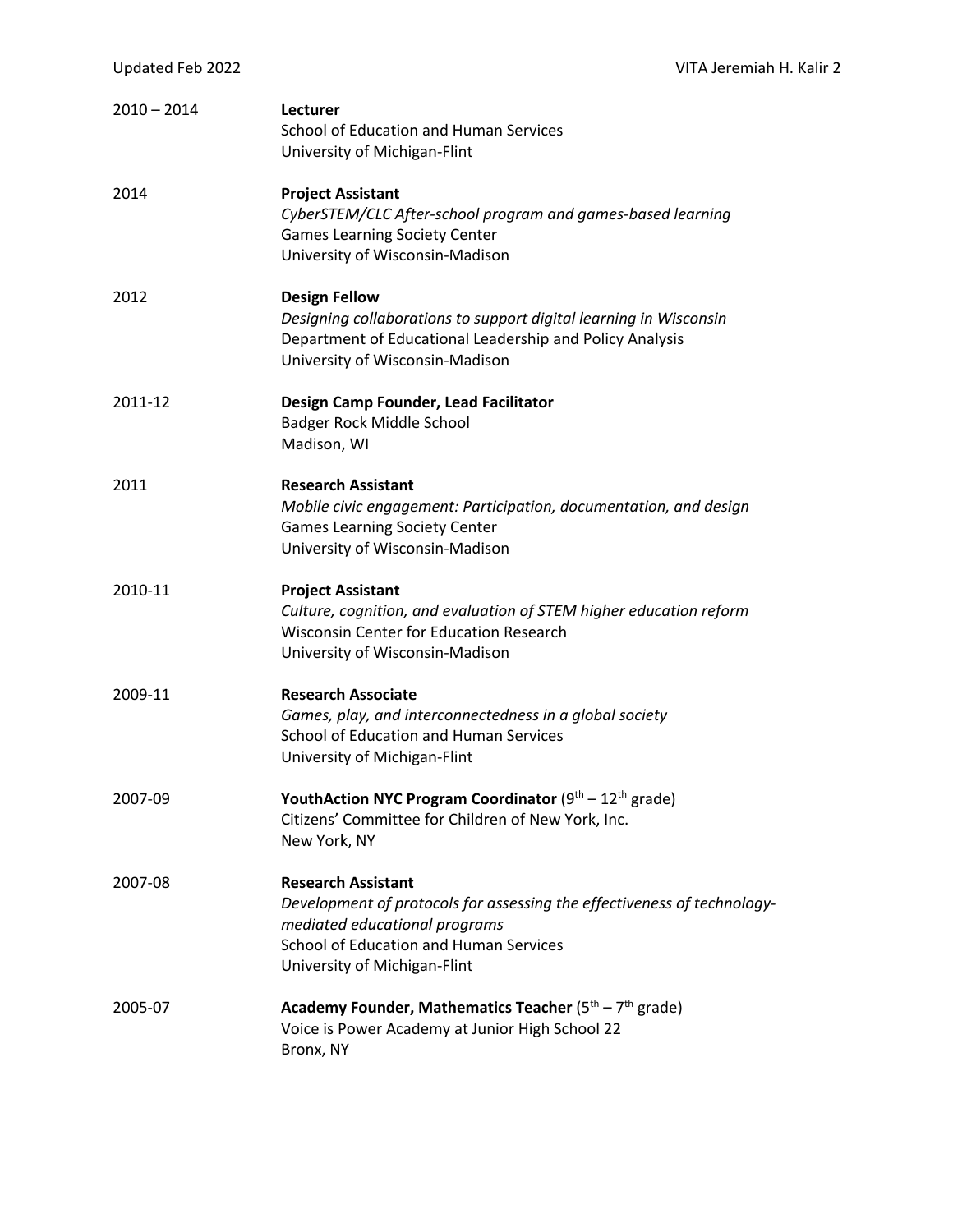2010 – 2014 **Lecturer**
School of Education and Human Services
University of Michigan-Flint

2014 **Project Assistant**
*CyberSTEM/CLC After-school program and games-based learning*
Games Learning Society Center
University of Wisconsin-Madison

2012 **Design Fellow**
*Designing collaborations to support digital learning in Wisconsin*
Department of Educational Leadership and Policy Analysis
University of Wisconsin-Madison

2011-12 **Design Camp Founder, Lead Facilitator**
Badger Rock Middle School
Madison, WI

2011 **Research Assistant**
*Mobile civic engagement: Participation, documentation, and design*
Games Learning Society Center
University of Wisconsin-Madison

2010-11 **Project Assistant**
*Culture, cognition, and evaluation of STEM higher education reform*
Wisconsin Center for Education Research
University of Wisconsin-Madison

2009-11 **Research Associate**
*Games, play, and interconnectedness in a global society*
School of Education and Human Services
University of Michigan-Flint

2007-09 **YouthAction NYC Program Coordinator** (9th – 12th grade)
Citizens' Committee for Children of New York, Inc.
New York, NY

2007-08 **Research Assistant**
*Development of protocols for assessing the effectiveness of technology-mediated educational programs*
School of Education and Human Services
University of Michigan-Flint

2005-07 **Academy Founder, Mathematics Teacher** (5th – 7th grade)
Voice is Power Academy at Junior High School 22
Bronx, NY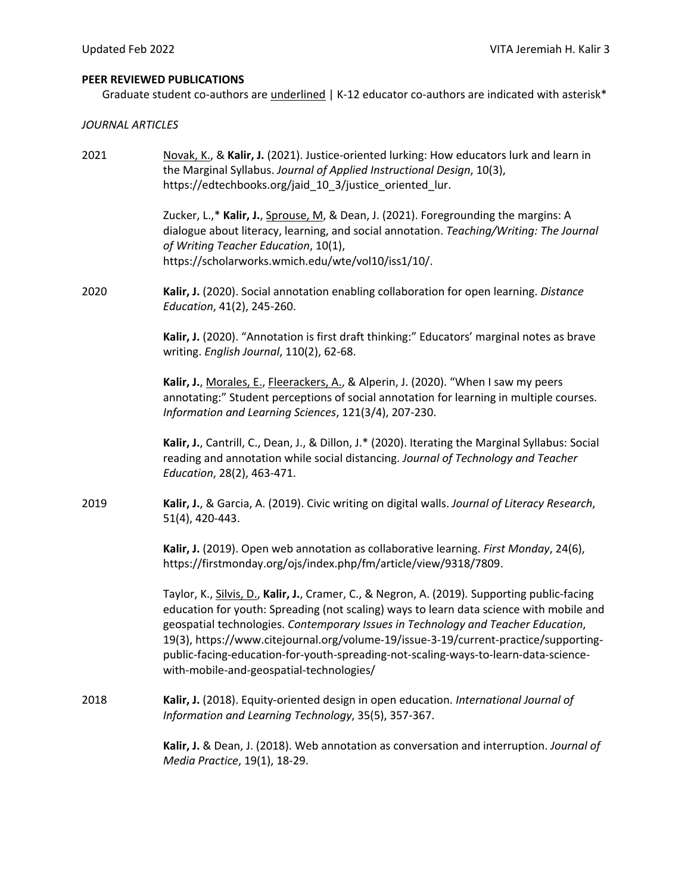## PEER REVIEWED PUBLICATIONS

Graduate student co-authors are <u>underlined</u> | K-12 educator co-authors are indicated with asterisk*

### *JOURNAL ARTICLES*

2021

<u>Novak, K.</u>, & **Kalir, J.** (2021). Justice-oriented lurking: How educators lurk and learn in the Marginal Syllabus. *Journal of Applied Instructional Design*, 10(3), https://edtechbooks.org/jaid_10_3/justice_oriented_lur.

Zucker, L.,* **Kalir, J.**, <u>Sprouse, M</u>, & Dean, J. (2021). Foregrounding the margins: A dialogue about literacy, learning, and social annotation. *Teaching/Writing: The Journal of Writing Teacher Education*, 10(1), https://scholarworks.wmich.edu/wte/vol10/iss1/10/.

2020

**Kalir, J.** (2020). Social annotation enabling collaboration for open learning. *Distance Education*, 41(2), 245-260.

**Kalir, J.** (2020). "Annotation is first draft thinking:" Educators' marginal notes as brave writing. *English Journal*, 110(2), 62-68.

**Kalir, J.**, <u>Morales, E.</u>, <u>Fleerackers, A.</u>, & Alperin, J. (2020). "When I saw my peers annotating:" Student perceptions of social annotation for learning in multiple courses. *Information and Learning Sciences*, 121(3/4), 207-230.

**Kalir, J.**, Cantrill, C., Dean, J., & Dillon, J.* (2020). Iterating the Marginal Syllabus: Social reading and annotation while social distancing. *Journal of Technology and Teacher Education*, 28(2), 463-471.

2019

**Kalir, J.**, & Garcia, A. (2019). Civic writing on digital walls. *Journal of Literacy Research*, 51(4), 420-443.

**Kalir, J.** (2019). Open web annotation as collaborative learning. *First Monday*, 24(6), https://firstmonday.org/ojs/index.php/fm/article/view/9318/7809.

Taylor, K., <u>Silvis, D.</u>, **Kalir, J.**, Cramer, C., & Negron, A. (2019). Supporting public-facing education for youth: Spreading (not scaling) ways to learn data science with mobile and geospatial technologies. *Contemporary Issues in Technology and Teacher Education*, 19(3), https://www.citejournal.org/volume-19/issue-3-19/current-practice/supporting-public-facing-education-for-youth-spreading-not-scaling-ways-to-learn-data-science-with-mobile-and-geospatial-technologies/

2018

**Kalir, J.** (2018). Equity-oriented design in open education. *International Journal of Information and Learning Technology*, 35(5), 357-367.

**Kalir, J.** & Dean, J. (2018). Web annotation as conversation and interruption. *Journal of Media Practice*, 19(1), 18-29.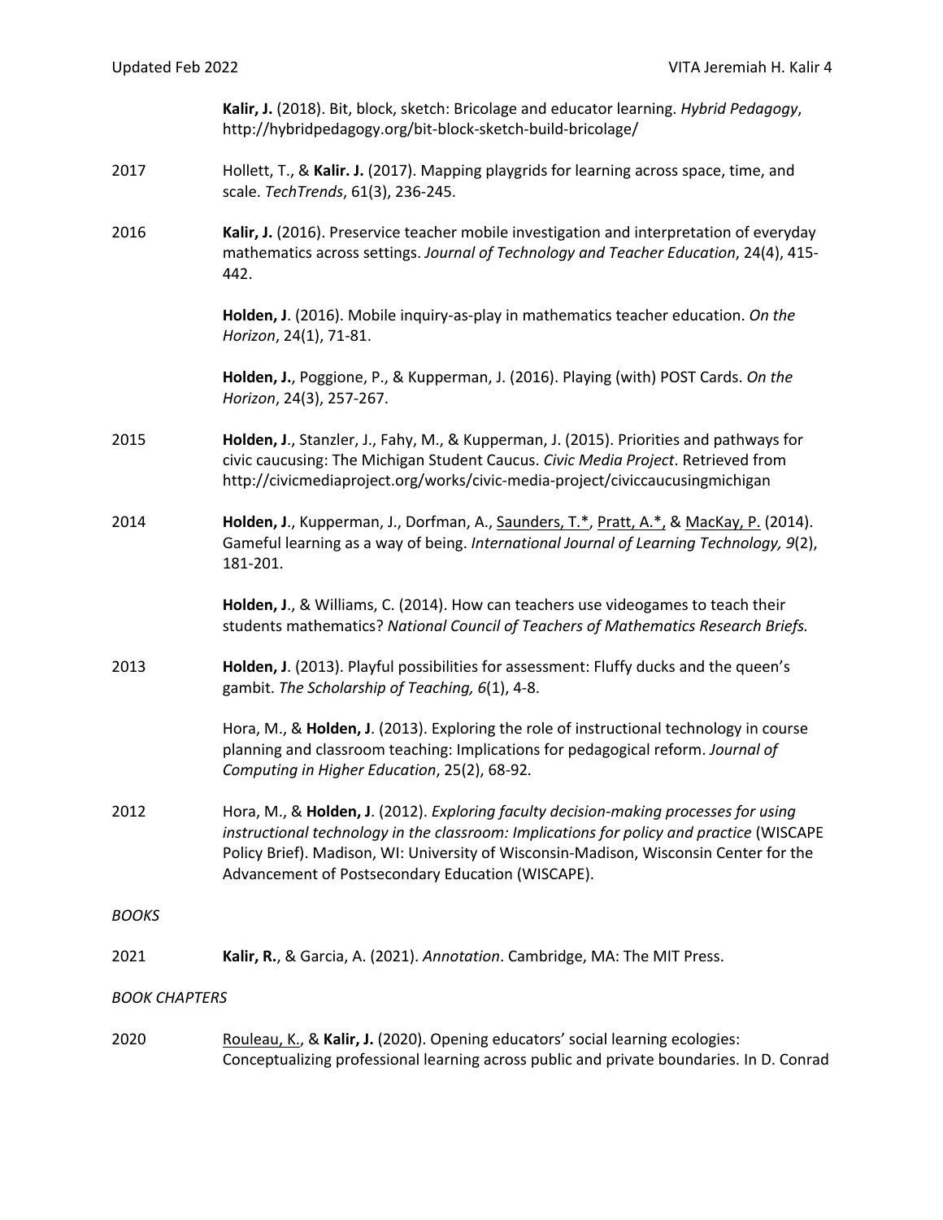**Kalir, J.** (2018). Bit, block, sketch: Bricolage and educator learning. *Hybrid Pedagogy*, http://hybridpedagogy.org/bit-block-sketch-build-bricolage/

2017 Hollett, T., & **Kalir. J.** (2017). Mapping playgrids for learning across space, time, and scale. *TechTrends*, 61(3), 236-245.

2016 **Kalir, J.** (2016). Preservice teacher mobile investigation and interpretation of everyday mathematics across settings. *Journal of Technology and Teacher Education*, 24(4), 415-442.

**Holden, J**. (2016). Mobile inquiry-as-play in mathematics teacher education. *On the Horizon*, 24(1), 71-81.

**Holden, J.**, Poggione, P., & Kupperman, J. (2016). Playing (with) POST Cards. *On the Horizon*, 24(3), 257-267.

2015 **Holden, J**., Stanzler, J., Fahy, M., & Kupperman, J. (2015). Priorities and pathways for civic caucusing: The Michigan Student Caucus. *Civic Media Project*. Retrieved from http://civicmediaproject.org/works/civic-media-project/civiccaucusingmichigan

2014 **Holden, J**., Kupperman, J., Dorfman, A., <u>Saunders, T.*</u>, <u>Pratt, A.*</u>, & <u>MacKay, P.</u> (2014). Gameful learning as a way of being. *International Journal of Learning Technology, 9*(2), 181-201.

**Holden, J**., & Williams, C. (2014). How can teachers use videogames to teach their students mathematics? *National Council of Teachers of Mathematics Research Briefs.*

2013 **Holden, J**. (2013). Playful possibilities for assessment: Fluffy ducks and the queen's gambit. *The Scholarship of Teaching, 6*(1), 4-8.

Hora, M., & **Holden, J**. (2013). Exploring the role of instructional technology in course planning and classroom teaching: Implications for pedagogical reform. *Journal of Computing in Higher Education*, 25(2), 68-92.

2012 Hora, M., & **Holden, J**. (2012). *Exploring faculty decision-making processes for using instructional technology in the classroom: Implications for policy and practice* (WISCAPE Policy Brief). Madison, WI: University of Wisconsin-Madison, Wisconsin Center for the Advancement of Postsecondary Education (WISCAPE).

*BOOKS*

2021 **Kalir, R.**, & Garcia, A. (2021). *Annotation*. Cambridge, MA: The MIT Press.

*BOOK CHAPTERS*

2020 <u>Rouleau, K.</u>, & **Kalir, J.** (2020). Opening educators' social learning ecologies: Conceptualizing professional learning across public and private boundaries. In D. Conrad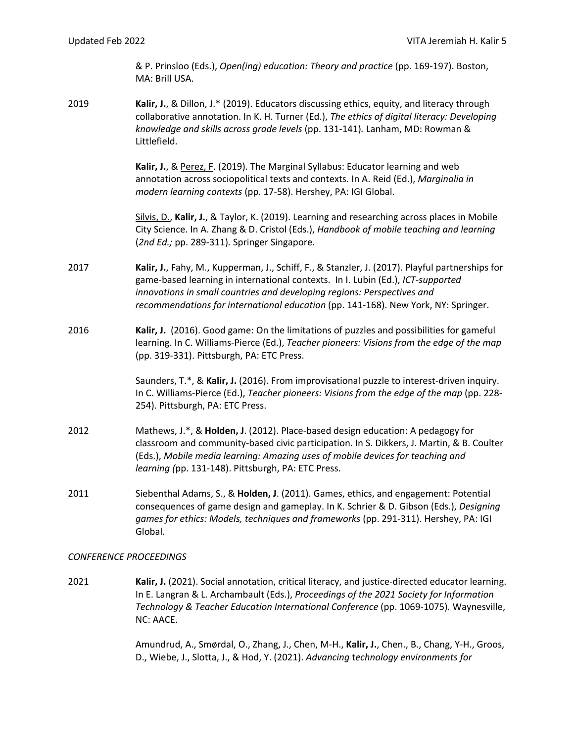& P. Prinsloo (Eds.), *Open(ing) education: Theory and practice* (pp. 169-197). Boston, MA: Brill USA.

2019 **Kalir, J.**, & Dillon, J.* (2019). Educators discussing ethics, equity, and literacy through collaborative annotation. In K. H. Turner (Ed.), *The ethics of digital literacy: Developing knowledge and skills across grade levels* (pp. 131-141). Lanham, MD: Rowman & Littlefield.

**Kalir, J.**, & <u>Perez, F</u>. (2019). The Marginal Syllabus: Educator learning and web annotation across sociopolitical texts and contexts. In A. Reid (Ed.), *Marginalia in modern learning contexts* (pp. 17-58). Hershey, PA: IGI Global.

<u>Silvis, D.</u>, **Kalir, J.**, & Taylor, K. (2019). Learning and researching across places in Mobile City Science. In A. Zhang & D. Cristol (Eds.), *Handbook of mobile teaching and learning* (*2nd Ed.;* pp. 289-311). Springer Singapore.

2017 **Kalir, J.**, Fahy, M., Kupperman, J., Schiff, F., & Stanzler, J. (2017). Playful partnerships for game-based learning in international contexts. In I. Lubin (Ed.), *ICT-supported innovations in small countries and developing regions: Perspectives and recommendations for international education* (pp. 141-168). New York, NY: Springer.

2016 **Kalir, J.** (2016). Good game: On the limitations of puzzles and possibilities for gameful learning. In C. Williams-Pierce (Ed.), *Teacher pioneers: Visions from the edge of the map* (pp. 319-331). Pittsburgh, PA: ETC Press.

Saunders, T.*, & **Kalir, J.** (2016). From improvisational puzzle to interest-driven inquiry. In C. Williams-Pierce (Ed.), *Teacher pioneers: Visions from the edge of the map* (pp. 228-254). Pittsburgh, PA: ETC Press.

2012 Mathews, J.*, & **Holden, J**. (2012). Place-based design education: A pedagogy for classroom and community-based civic participation. In S. Dikkers, J. Martin, & B. Coulter (Eds.), *Mobile media learning: Amazing uses of mobile devices for teaching and learning (*pp. 131-148). Pittsburgh, PA: ETC Press.

2011 Siebenthal Adams, S., & **Holden, J**. (2011). Games, ethics, and engagement: Potential consequences of game design and gameplay. In K. Schrier & D. Gibson (Eds.), *Designing games for ethics: Models, techniques and frameworks* (pp. 291-311). Hershey, PA: IGI Global.

*CONFERENCE PROCEEDINGS*

2021 **Kalir, J.** (2021). Social annotation, critical literacy, and justice-directed educator learning. In E. Langran & L. Archambault (Eds.), *Proceedings of the 2021 Society for Information Technology & Teacher Education International Conference* (pp. 1069-1075). Waynesville, NC: AACE.

Amundrud, A., Smørdal, O., Zhang, J., Chen, M-H., **Kalir, J.**, Chen., B., Chang, Y-H., Groos, D., Wiebe, J., Slotta, J., & Hod, Y. (2021). *Advancing technology environments for*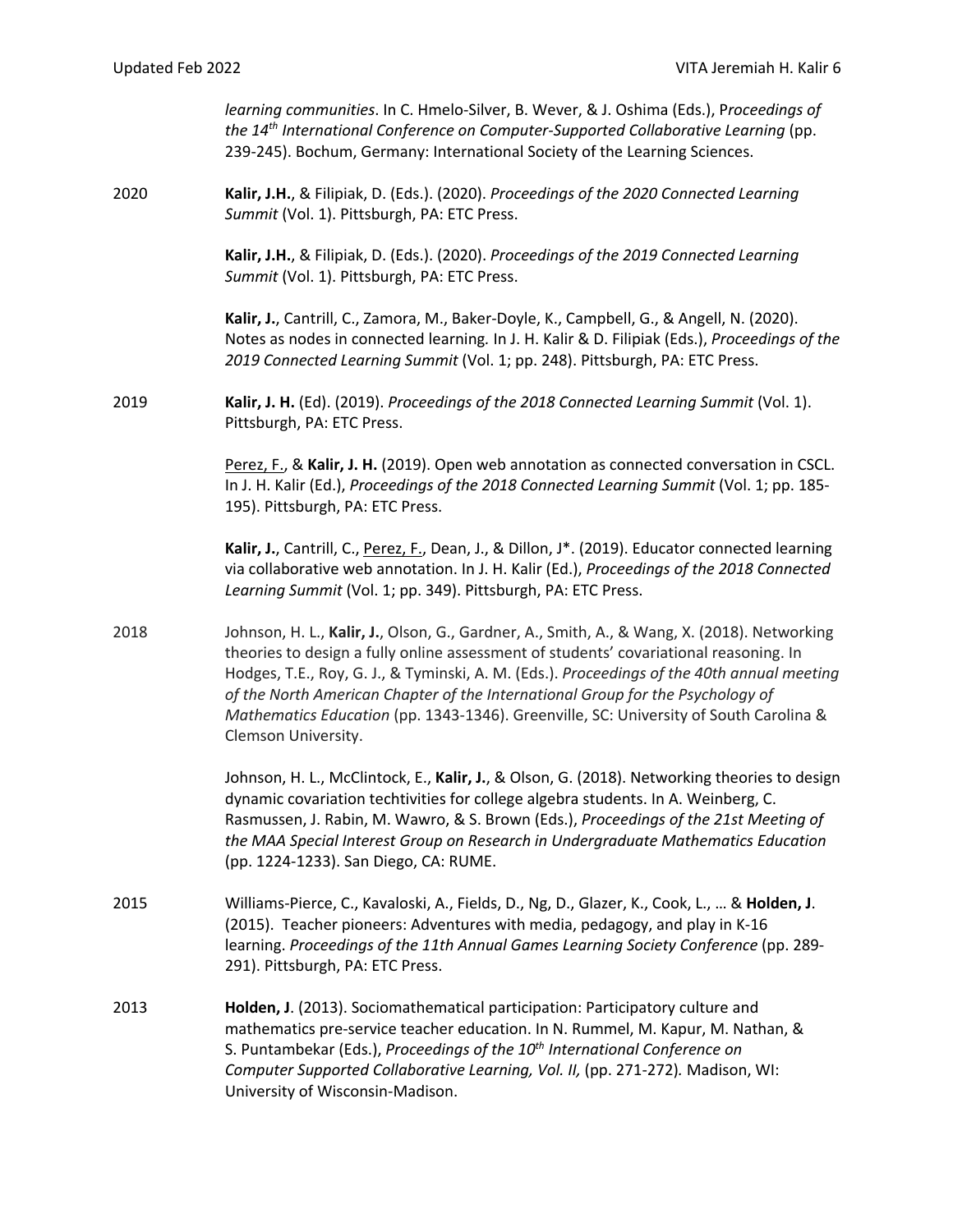*learning communities*. In C. Hmelo-Silver, B. Wever, & J. Oshima (Eds.), P*roceedings of the 14th International Conference on Computer-Supported Collaborative Learning* (pp. 239-245). Bochum, Germany: International Society of the Learning Sciences.

2020 **Kalir, J.H.**, & Filipiak, D. (Eds.). (2020). *Proceedings of the 2020 Connected Learning Summit* (Vol. 1). Pittsburgh, PA: ETC Press.

**Kalir, J.H.**, & Filipiak, D. (Eds.). (2020). *Proceedings of the 2019 Connected Learning Summit* (Vol. 1). Pittsburgh, PA: ETC Press.

**Kalir, J.**, Cantrill, C., Zamora, M., Baker-Doyle, K., Campbell, G., & Angell, N. (2020). Notes as nodes in connected learning*.* In J. H. Kalir & D. Filipiak (Eds.), *Proceedings of the 2019 Connected Learning Summit* (Vol. 1; pp. 248). Pittsburgh, PA: ETC Press.

2019 **Kalir, J. H.** (Ed). (2019). *Proceedings of the 2018 Connected Learning Summit* (Vol. 1). Pittsburgh, PA: ETC Press.

Perez, F., & **Kalir, J. H.** (2019). Open web annotation as connected conversation in CSCL. In J. H. Kalir (Ed.), *Proceedings of the 2018 Connected Learning Summit* (Vol. 1; pp. 185-195). Pittsburgh, PA: ETC Press.

**Kalir, J.**, Cantrill, C., Perez, F., Dean, J., & Dillon, J*. (2019). Educator connected learning via collaborative web annotation. In J. H. Kalir (Ed.), *Proceedings of the 2018 Connected Learning Summit* (Vol. 1; pp. 349). Pittsburgh, PA: ETC Press.

2018 Johnson, H. L., **Kalir, J.**, Olson, G., Gardner, A., Smith, A., & Wang, X. (2018). Networking theories to design a fully online assessment of students' covariational reasoning. In Hodges, T.E., Roy, G. J., & Tyminski, A. M. (Eds.). *Proceedings of the 40th annual meeting of the North American Chapter of the International Group for the Psychology of Mathematics Education* (pp. 1343-1346). Greenville, SC: University of South Carolina & Clemson University.

Johnson, H. L., McClintock, E., **Kalir, J.**, & Olson, G. (2018). Networking theories to design dynamic covariation techtivities for college algebra students. In A. Weinberg, C. Rasmussen, J. Rabin, M. Wawro, & S. Brown (Eds.), *Proceedings of the 21st Meeting of the MAA Special Interest Group on Research in Undergraduate Mathematics Education* (pp. 1224-1233). San Diego, CA: RUME.

2015 Williams-Pierce, C., Kavaloski, A., Fields, D., Ng, D., Glazer, K., Cook, L., … & **Holden, J**. (2015). Teacher pioneers: Adventures with media, pedagogy, and play in K-16 learning. *Proceedings of the 11th Annual Games Learning Society Conference* (pp. 289-291). Pittsburgh, PA: ETC Press.

2013 **Holden, J**. (2013). Sociomathematical participation: Participatory culture and mathematics pre-service teacher education. In N. Rummel, M. Kapur, M. Nathan, & S. Puntambekar (Eds.), *Proceedings of the 10th International Conference on Computer Supported Collaborative Learning, Vol. II,* (pp. 271-272)*.* Madison, WI: University of Wisconsin-Madison.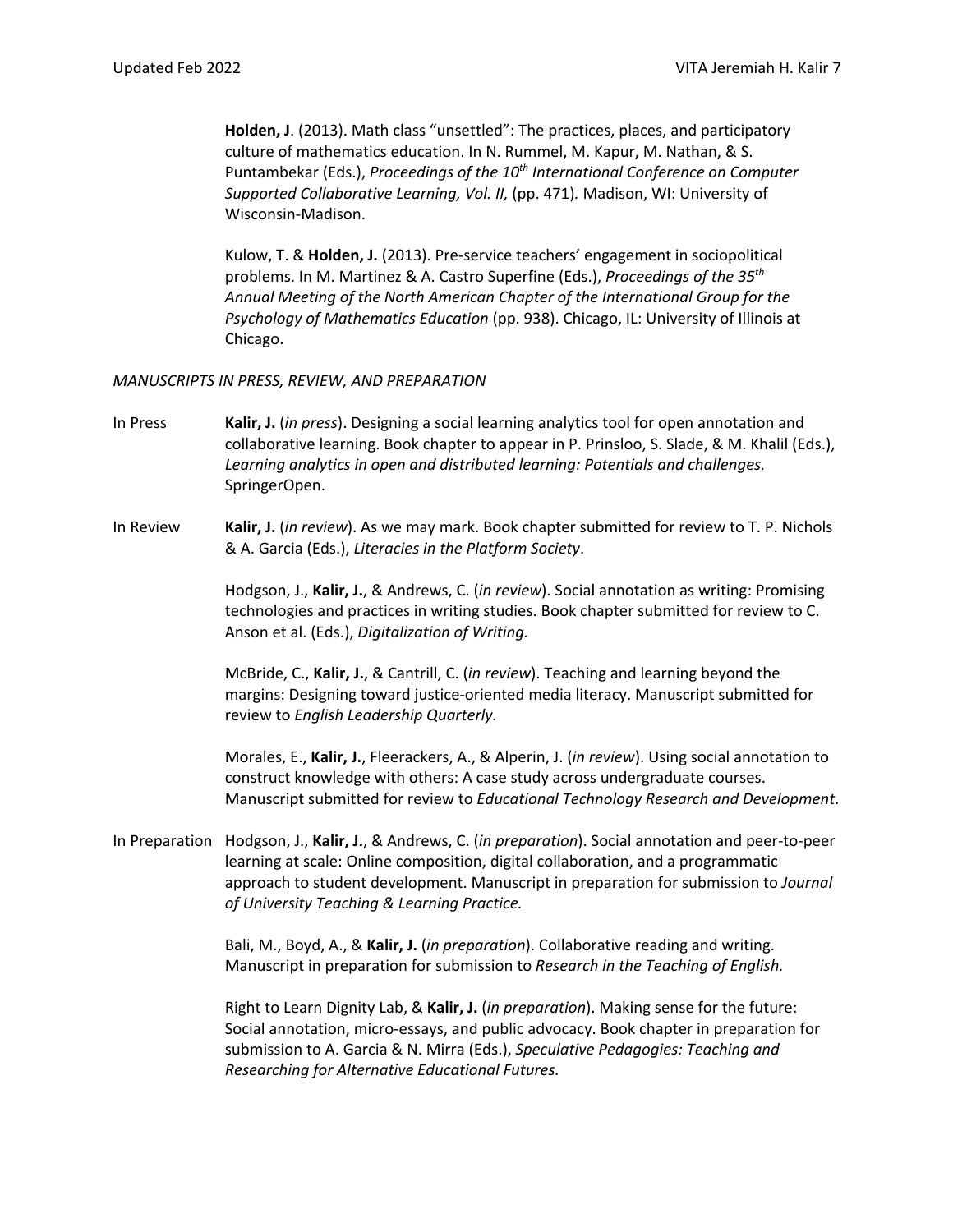**Holden, J**. (2013). Math class "unsettled": The practices, places, and participatory culture of mathematics education. In N. Rummel, M. Kapur, M. Nathan, & S. Puntambekar (Eds.), *Proceedings of the 10th International Conference on Computer Supported Collaborative Learning, Vol. II,* (pp. 471)*.* Madison, WI: University of Wisconsin-Madison.

Kulow, T. & **Holden, J.** (2013). Pre-service teachers' engagement in sociopolitical problems. In M. Martinez & A. Castro Superfine (Eds.), *Proceedings of the 35th Annual Meeting of the North American Chapter of the International Group for the Psychology of Mathematics Education* (pp. 938). Chicago, IL: University of Illinois at Chicago.

*MANUSCRIPTS IN PRESS, REVIEW, AND PREPARATION*

In Press

**Kalir, J.** (*in press*). Designing a social learning analytics tool for open annotation and collaborative learning. Book chapter to appear in P. Prinsloo, S. Slade, & M. Khalil (Eds.), *Learning analytics in open and distributed learning: Potentials and challenges.* SpringerOpen.

In Review

**Kalir, J.** (*in review*). As we may mark. Book chapter submitted for review to T. P. Nichols & A. Garcia (Eds.), *Literacies in the Platform Society*.

Hodgson, J., **Kalir, J.**, & Andrews, C. (*in review*). Social annotation as writing: Promising technologies and practices in writing studies. Book chapter submitted for review to C. Anson et al. (Eds.), *Digitalization of Writing.*

McBride, C., **Kalir, J.**, & Cantrill, C. (*in review*). Teaching and learning beyond the margins: Designing toward justice-oriented media literacy. Manuscript submitted for review to *English Leadership Quarterly.*

<u>Morales, E.</u>, **Kalir, J.**, <u>Fleerackers, A.</u>, & Alperin, J. (*in review*). Using social annotation to construct knowledge with others: A case study across undergraduate courses. Manuscript submitted for review to *Educational Technology Research and Development*.

In Preparation

Hodgson, J., **Kalir, J.**, & Andrews, C. (*in preparation*). Social annotation and peer-to-peer learning at scale: Online composition, digital collaboration, and a programmatic approach to student development. Manuscript in preparation for submission to *Journal of University Teaching & Learning Practice.*

Bali, M., Boyd, A., & **Kalir, J.** (*in preparation*). Collaborative reading and writing. Manuscript in preparation for submission to *Research in the Teaching of English.*

Right to Learn Dignity Lab, & **Kalir, J.** (*in preparation*). Making sense for the future: Social annotation, micro-essays, and public advocacy. Book chapter in preparation for submission to A. Garcia & N. Mirra (Eds.), *Speculative Pedagogies: Teaching and Researching for Alternative Educational Futures.*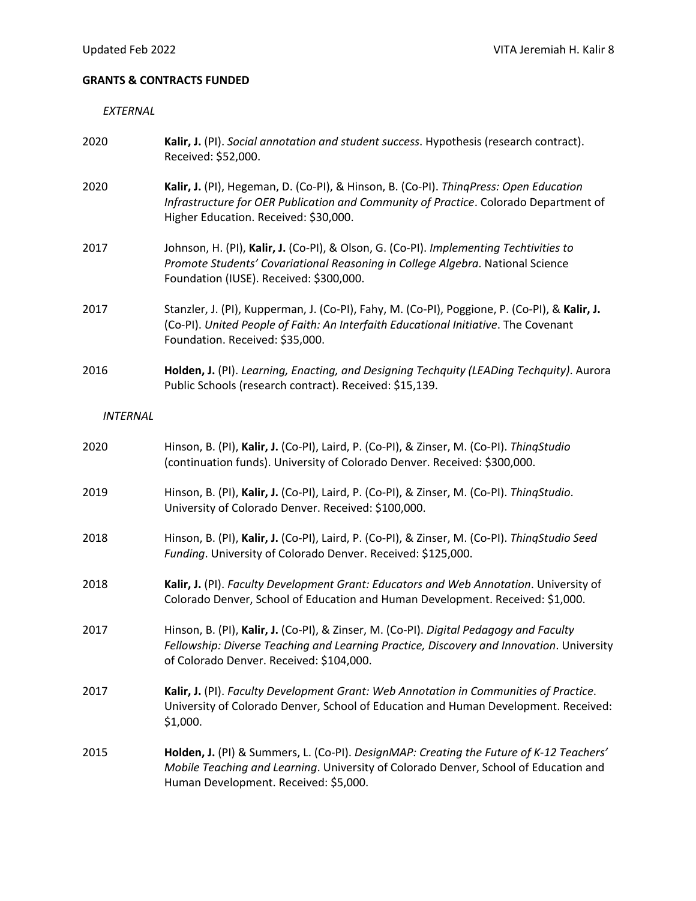**GRANTS & CONTRACTS FUNDED**

*EXTERNAL*

2020 **Kalir, J.** (PI). *Social annotation and student success*. Hypothesis (research contract). Received: $52,000.

2020 **Kalir, J.** (PI), Hegeman, D. (Co-PI), & Hinson, B. (Co-PI). *ThinqPress: Open Education Infrastructure for OER Publication and Community of Practice*. Colorado Department of Higher Education. Received: $30,000.

2017 Johnson, H. (PI), **Kalir, J.** (Co-PI), & Olson, G. (Co-PI). *Implementing Techtivities to Promote Students' Covariational Reasoning in College Algebra*. National Science Foundation (IUSE). Received: $300,000.

2017 Stanzler, J. (PI), Kupperman, J. (Co-PI), Fahy, M. (Co-PI), Poggione, P. (Co-PI), & **Kalir, J.** (Co-PI). *United People of Faith: An Interfaith Educational Initiative*. The Covenant Foundation. Received: $35,000.

2016 **Holden, J.** (PI). *Learning, Enacting, and Designing Techquity (LEADing Techquity)*. Aurora Public Schools (research contract). Received: $15,139.

*INTERNAL*

2020 Hinson, B. (PI), **Kalir, J.** (Co-PI), Laird, P. (Co-PI), & Zinser, M. (Co-PI). *ThinqStudio* (continuation funds). University of Colorado Denver. Received: $300,000.

2019 Hinson, B. (PI), **Kalir, J.** (Co-PI), Laird, P. (Co-PI), & Zinser, M. (Co-PI). *ThinqStudio*. University of Colorado Denver. Received: $100,000.

2018 Hinson, B. (PI), **Kalir, J.** (Co-PI), Laird, P. (Co-PI), & Zinser, M. (Co-PI). *ThinqStudio Seed Funding*. University of Colorado Denver. Received: $125,000.

2018 **Kalir, J.** (PI). *Faculty Development Grant: Educators and Web Annotation*. University of Colorado Denver, School of Education and Human Development. Received: $1,000.

2017 Hinson, B. (PI), **Kalir, J.** (Co-PI), & Zinser, M. (Co-PI). *Digital Pedagogy and Faculty Fellowship: Diverse Teaching and Learning Practice, Discovery and Innovation*. University of Colorado Denver. Received: $104,000.

2017 **Kalir, J.** (PI). *Faculty Development Grant: Web Annotation in Communities of Practice*. University of Colorado Denver, School of Education and Human Development. Received: $1,000.

2015 **Holden, J.** (PI) & Summers, L. (Co-PI). *DesignMAP: Creating the Future of K-12 Teachers' Mobile Teaching and Learning*. University of Colorado Denver, School of Education and Human Development. Received: $5,000.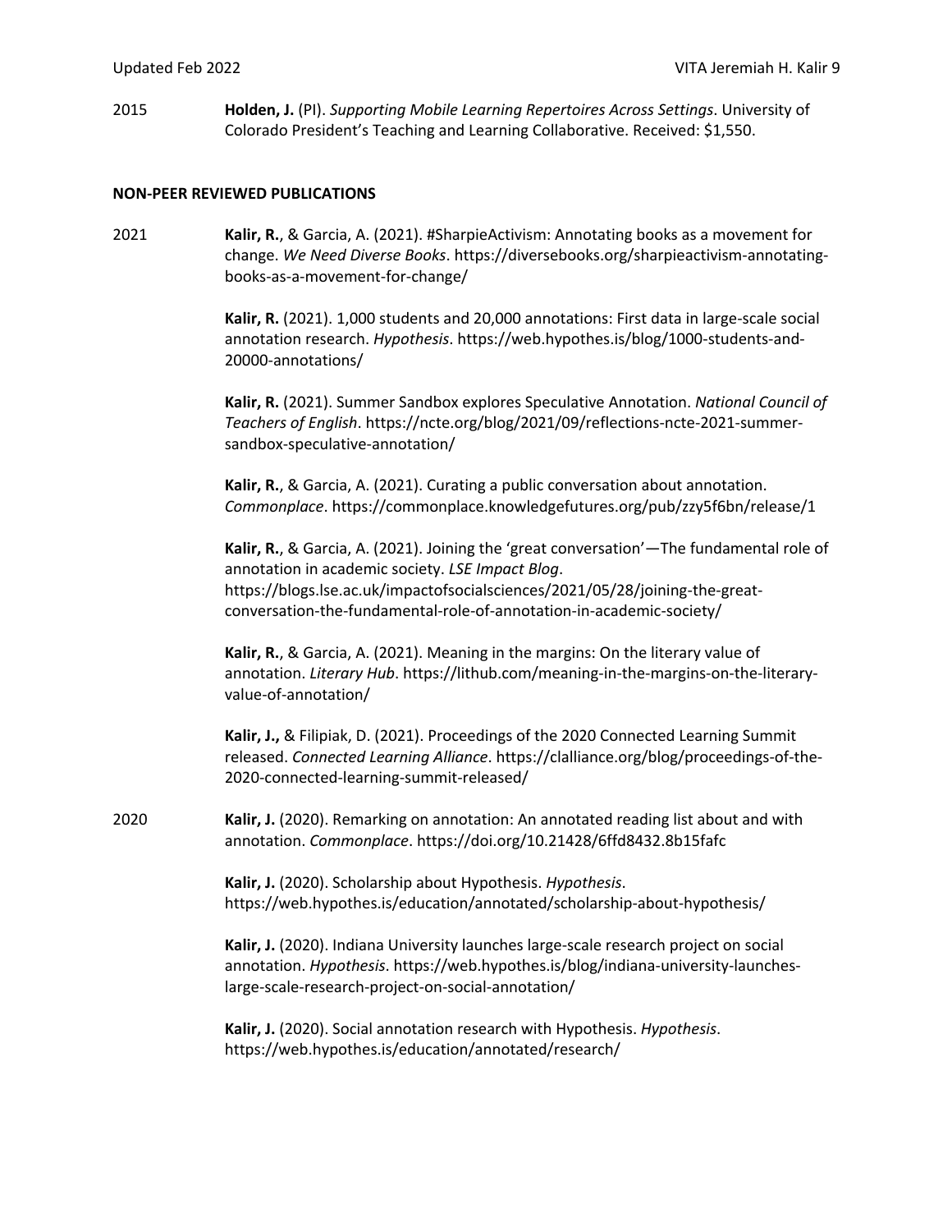2015 **Holden, J.** (PI). *Supporting Mobile Learning Repertoires Across Settings*. University of Colorado President's Teaching and Learning Collaborative. Received: $1,550.

**NON-PEER REVIEWED PUBLICATIONS**

2021 **Kalir, R.**, & Garcia, A. (2021). #SharpieActivism: Annotating books as a movement for change. *We Need Diverse Books*. https://diversebooks.org/sharpieactivism-annotating-books-as-a-movement-for-change/

**Kalir, R.** (2021). 1,000 students and 20,000 annotations: First data in large-scale social annotation research. *Hypothesis*. https://web.hypothes.is/blog/1000-students-and-20000-annotations/

**Kalir, R.** (2021). Summer Sandbox explores Speculative Annotation. *National Council of Teachers of English*. https://ncte.org/blog/2021/09/reflections-ncte-2021-summer-sandbox-speculative-annotation/

**Kalir, R.**, & Garcia, A. (2021). Curating a public conversation about annotation. *Commonplace*. https://commonplace.knowledgefutures.org/pub/zzy5f6bn/release/1

**Kalir, R.**, & Garcia, A. (2021). Joining the 'great conversation'—The fundamental role of annotation in academic society. *LSE Impact Blog*. https://blogs.lse.ac.uk/impactofsocialsciences/2021/05/28/joining-the-great-conversation-the-fundamental-role-of-annotation-in-academic-society/

**Kalir, R.**, & Garcia, A. (2021). Meaning in the margins: On the literary value of annotation. *Literary Hub*. https://lithub.com/meaning-in-the-margins-on-the-literary-value-of-annotation/

**Kalir, J.,** & Filipiak, D. (2021). Proceedings of the 2020 Connected Learning Summit released. *Connected Learning Alliance*. https://clalliance.org/blog/proceedings-of-the-2020-connected-learning-summit-released/

2020 **Kalir, J.** (2020). Remarking on annotation: An annotated reading list about and with annotation. *Commonplace*. https://doi.org/10.21428/6ffd8432.8b15fafc

**Kalir, J.** (2020). Scholarship about Hypothesis. *Hypothesis*. https://web.hypothes.is/education/annotated/scholarship-about-hypothesis/

**Kalir, J.** (2020). Indiana University launches large-scale research project on social annotation. *Hypothesis*. https://web.hypothes.is/blog/indiana-university-launches-large-scale-research-project-on-social-annotation/

**Kalir, J.** (2020). Social annotation research with Hypothesis. *Hypothesis*. https://web.hypothes.is/education/annotated/research/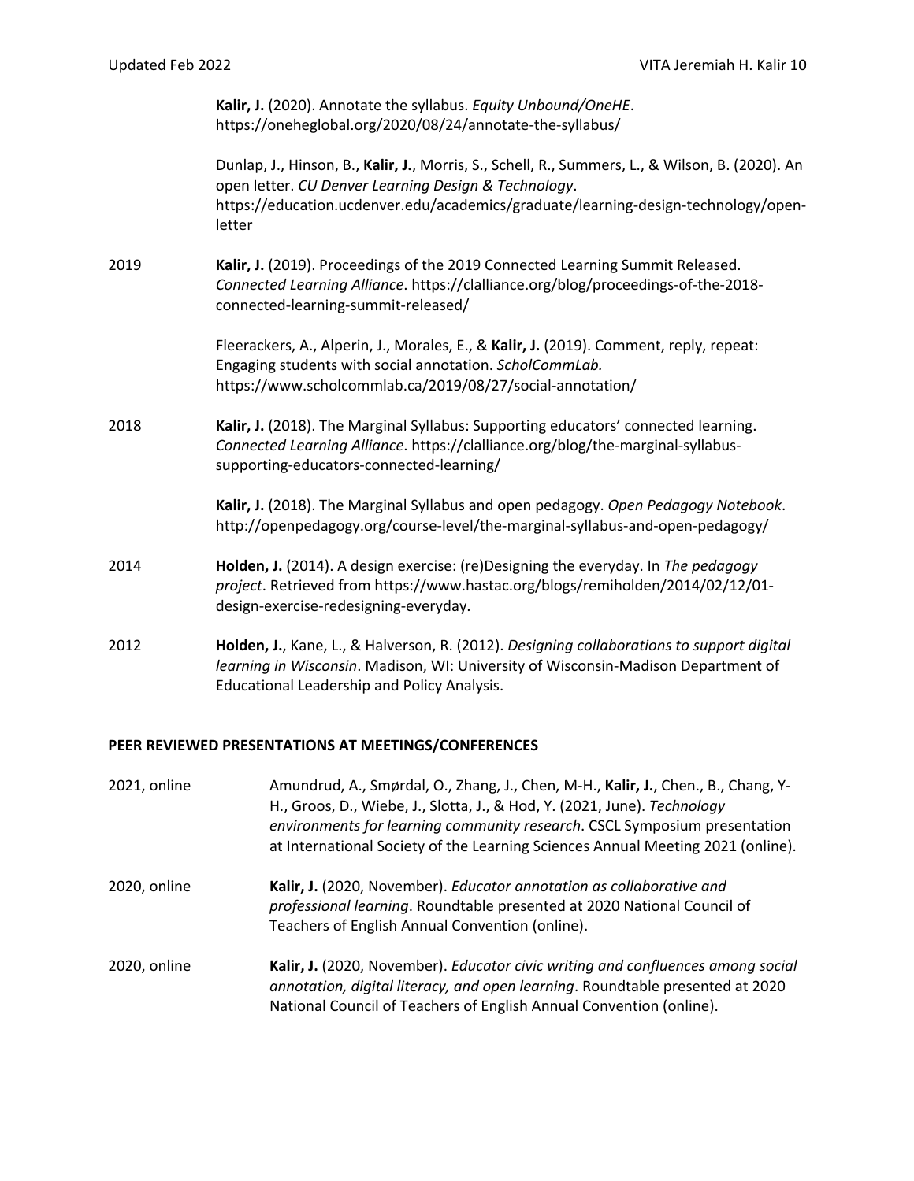**Kalir, J.** (2020). Annotate the syllabus. *Equity Unbound/OneHE*. https://oneheglobal.org/2020/08/24/annotate-the-syllabus/

Dunlap, J., Hinson, B., **Kalir, J.**, Morris, S., Schell, R., Summers, L., & Wilson, B. (2020). An open letter. *CU Denver Learning Design & Technology*. https://education.ucdenver.edu/academics/graduate/learning-design-technology/open-letter

2019 **Kalir, J.** (2019). Proceedings of the 2019 Connected Learning Summit Released. *Connected Learning Alliance*. https://clalliance.org/blog/proceedings-of-the-2018-connected-learning-summit-released/

Fleerackers, A., Alperin, J., Morales, E., & **Kalir, J.** (2019). Comment, reply, repeat: Engaging students with social annotation. *ScholCommLab.* https://www.scholcommlab.ca/2019/08/27/social-annotation/

2018 **Kalir, J.** (2018). The Marginal Syllabus: Supporting educators' connected learning. *Connected Learning Alliance*. https://clalliance.org/blog/the-marginal-syllabus-supporting-educators-connected-learning/

**Kalir, J.** (2018). The Marginal Syllabus and open pedagogy. *Open Pedagogy Notebook*. http://openpedagogy.org/course-level/the-marginal-syllabus-and-open-pedagogy/

2014 **Holden, J.** (2014). A design exercise: (re)Designing the everyday. In *The pedagogy project*. Retrieved from https://www.hastac.org/blogs/remiholden/2014/02/12/01-design-exercise-redesigning-everyday.

2012 **Holden, J.**, Kane, L., & Halverson, R. (2012). *Designing collaborations to support digital learning in Wisconsin*. Madison, WI: University of Wisconsin-Madison Department of Educational Leadership and Policy Analysis.

**PEER REVIEWED PRESENTATIONS AT MEETINGS/CONFERENCES**

2021, online Amundrud, A., Smørdal, O., Zhang, J., Chen, M-H., **Kalir, J.**, Chen., B., Chang, Y-H., Groos, D., Wiebe, J., Slotta, J., & Hod, Y. (2021, June). *Technology environments for learning community research*. CSCL Symposium presentation at International Society of the Learning Sciences Annual Meeting 2021 (online).

2020, online **Kalir, J.** (2020, November). *Educator annotation as collaborative and professional learning*. Roundtable presented at 2020 National Council of Teachers of English Annual Convention (online).

2020, online **Kalir, J.** (2020, November). *Educator civic writing and confluences among social annotation, digital literacy, and open learning*. Roundtable presented at 2020 National Council of Teachers of English Annual Convention (online).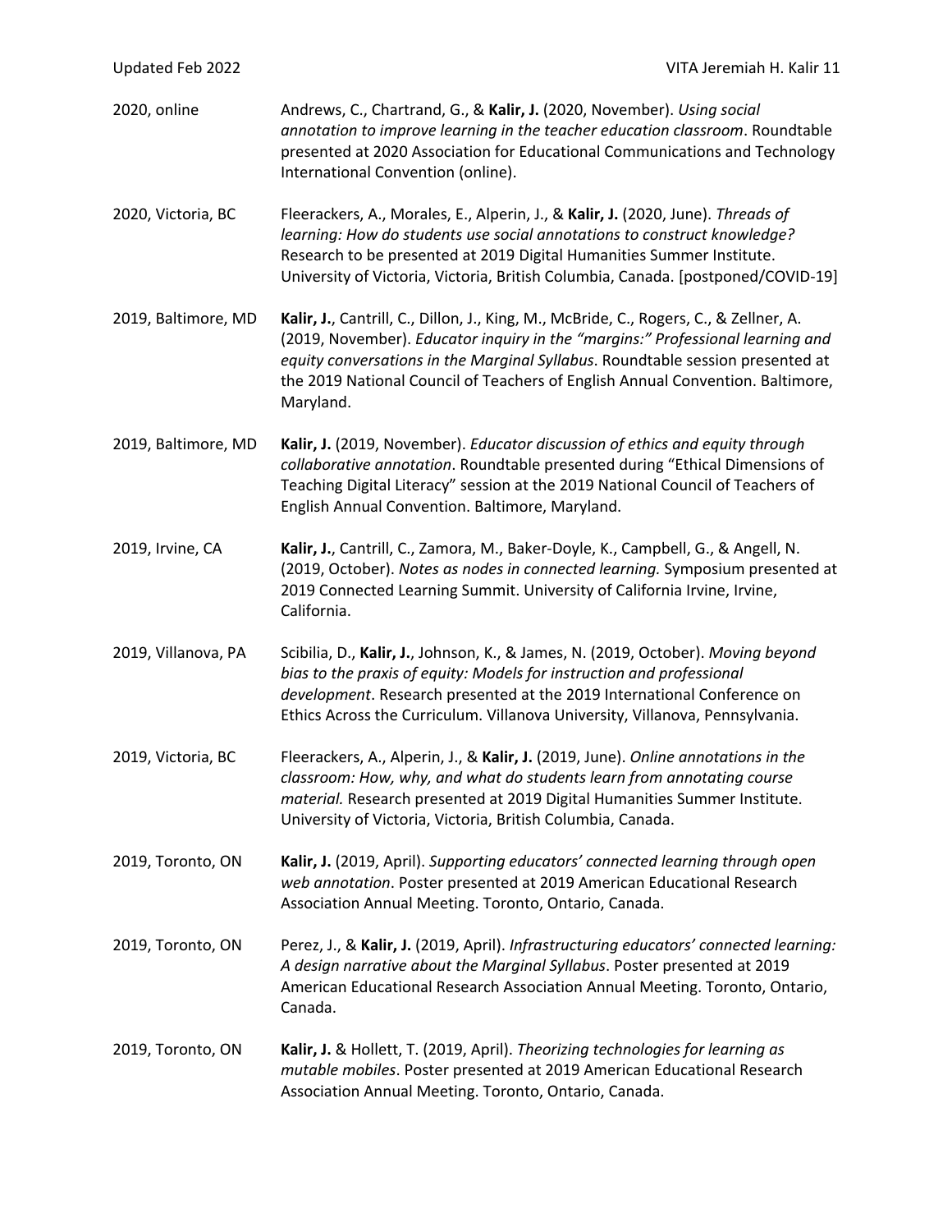2020, online — Andrews, C., Chartrand, G., & **Kalir, J.** (2020, November). *Using social annotation to improve learning in the teacher education classroom*. Roundtable presented at 2020 Association for Educational Communications and Technology International Convention (online).

2020, Victoria, BC — Fleerackers, A., Morales, E., Alperin, J., & **Kalir, J.** (2020, June). *Threads of learning: How do students use social annotations to construct knowledge?* Research to be presented at 2019 Digital Humanities Summer Institute. University of Victoria, Victoria, British Columbia, Canada. [postponed/COVID-19]

2019, Baltimore, MD — **Kalir, J.**, Cantrill, C., Dillon, J., King, M., McBride, C., Rogers, C., & Zellner, A. (2019, November). *Educator inquiry in the "margins:" Professional learning and equity conversations in the Marginal Syllabus*. Roundtable session presented at the 2019 National Council of Teachers of English Annual Convention. Baltimore, Maryland.

2019, Baltimore, MD — **Kalir, J.** (2019, November). *Educator discussion of ethics and equity through collaborative annotation*. Roundtable presented during "Ethical Dimensions of Teaching Digital Literacy" session at the 2019 National Council of Teachers of English Annual Convention. Baltimore, Maryland.

2019, Irvine, CA — **Kalir, J.**, Cantrill, C., Zamora, M., Baker-Doyle, K., Campbell, G., & Angell, N. (2019, October). *Notes as nodes in connected learning.* Symposium presented at 2019 Connected Learning Summit. University of California Irvine, Irvine, California.

2019, Villanova, PA — Scibilia, D., **Kalir, J.**, Johnson, K., & James, N. (2019, October). *Moving beyond bias to the praxis of equity: Models for instruction and professional development*. Research presented at the 2019 International Conference on Ethics Across the Curriculum. Villanova University, Villanova, Pennsylvania.

2019, Victoria, BC — Fleerackers, A., Alperin, J., & **Kalir, J.** (2019, June). *Online annotations in the classroom: How, why, and what do students learn from annotating course material.* Research presented at 2019 Digital Humanities Summer Institute. University of Victoria, Victoria, British Columbia, Canada.

2019, Toronto, ON — **Kalir, J.** (2019, April). *Supporting educators' connected learning through open web annotation*. Poster presented at 2019 American Educational Research Association Annual Meeting. Toronto, Ontario, Canada.

2019, Toronto, ON — Perez, J., & **Kalir, J.** (2019, April). *Infrastructuring educators' connected learning: A design narrative about the Marginal Syllabus*. Poster presented at 2019 American Educational Research Association Annual Meeting. Toronto, Ontario, Canada.

2019, Toronto, ON — **Kalir, J.** & Hollett, T. (2019, April). *Theorizing technologies for learning as mutable mobiles*. Poster presented at 2019 American Educational Research Association Annual Meeting. Toronto, Ontario, Canada.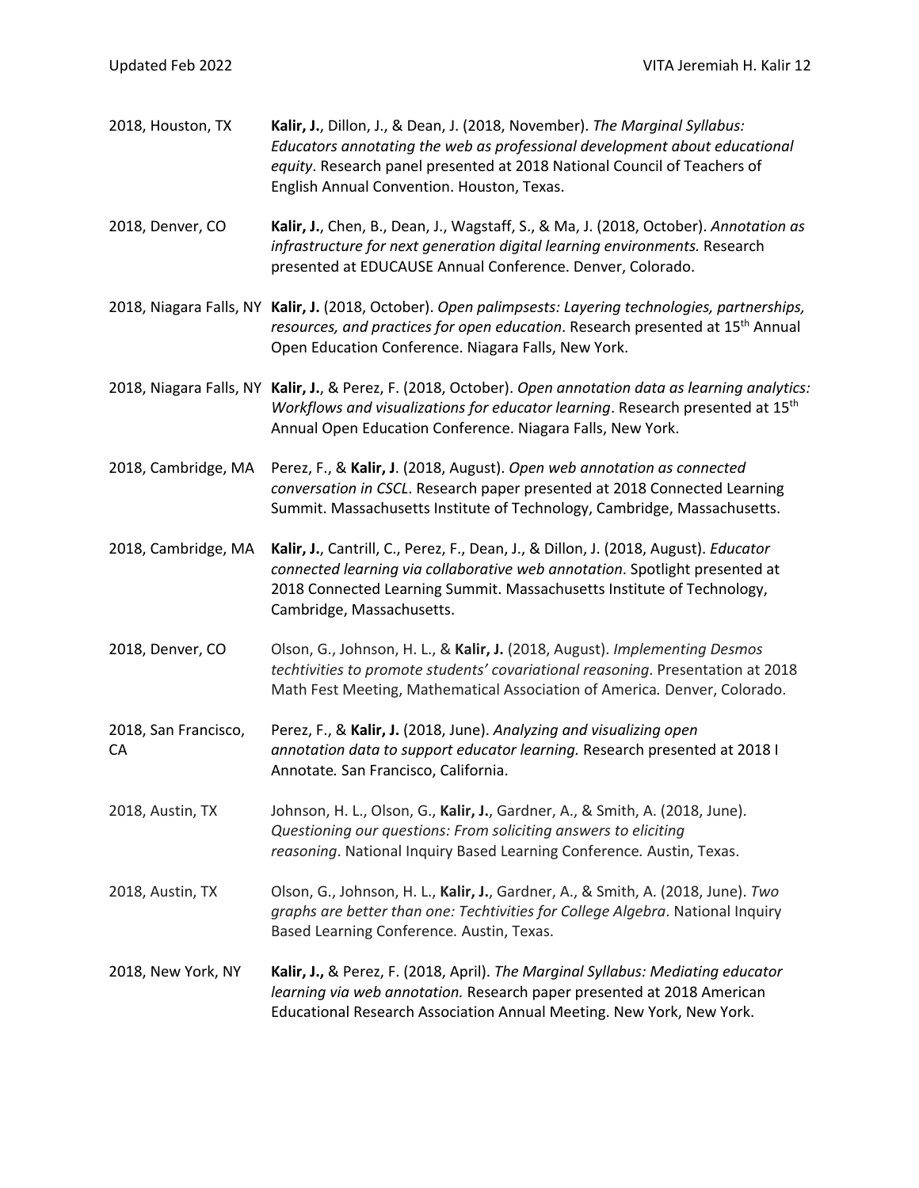2018, Houston, TX — **Kalir, J.**, Dillon, J., & Dean, J. (2018, November). *The Marginal Syllabus: Educators annotating the web as professional development about educational equity*. Research panel presented at 2018 National Council of Teachers of English Annual Convention. Houston, Texas.

2018, Denver, CO — **Kalir, J.**, Chen, B., Dean, J., Wagstaff, S., & Ma, J. (2018, October). *Annotation as infrastructure for next generation digital learning environments.* Research presented at EDUCAUSE Annual Conference. Denver, Colorado.

2018, Niagara Falls, NY — **Kalir, J.** (2018, October). *Open palimpsests: Layering technologies, partnerships, resources, and practices for open education*. Research presented at 15th Annual Open Education Conference. Niagara Falls, New York.

2018, Niagara Falls, NY — **Kalir, J.**, & Perez, F. (2018, October). *Open annotation data as learning analytics: Workflows and visualizations for educator learning*. Research presented at 15th Annual Open Education Conference. Niagara Falls, New York.

2018, Cambridge, MA — Perez, F., & **Kalir, J**. (2018, August). *Open web annotation as connected conversation in CSCL*. Research paper presented at 2018 Connected Learning Summit. Massachusetts Institute of Technology, Cambridge, Massachusetts.

2018, Cambridge, MA — **Kalir, J.**, Cantrill, C., Perez, F., Dean, J., & Dillon, J. (2018, August). *Educator connected learning via collaborative web annotation*. Spotlight presented at 2018 Connected Learning Summit. Massachusetts Institute of Technology, Cambridge, Massachusetts.

2018, Denver, CO — Olson, G., Johnson, H. L., & **Kalir, J.** (2018, August). *Implementing Desmos techtivities to promote students' covariational reasoning*. Presentation at 2018 Math Fest Meeting, Mathematical Association of America*.* Denver, Colorado.

2018, San Francisco, CA — Perez, F., & **Kalir, J.** (2018, June). *Analyzing and visualizing open annotation data to support educator learning.* Research presented at 2018 I Annotate*.* San Francisco, California.

2018, Austin, TX — Johnson, H. L., Olson, G., **Kalir, J.**, Gardner, A., & Smith, A. (2018, June). *Questioning our questions: From soliciting answers to eliciting reasoning*. National Inquiry Based Learning Conference*.* Austin, Texas.

2018, Austin, TX — Olson, G., Johnson, H. L., **Kalir, J.**, Gardner, A., & Smith, A. (2018, June). *Two graphs are better than one: Techtivities for College Algebra*. National Inquiry Based Learning Conference*.* Austin, Texas.

2018, New York, NY — **Kalir, J.,** & Perez, F. (2018, April). *The Marginal Syllabus: Mediating educator learning via web annotation.* Research paper presented at 2018 American Educational Research Association Annual Meeting. New York, New York.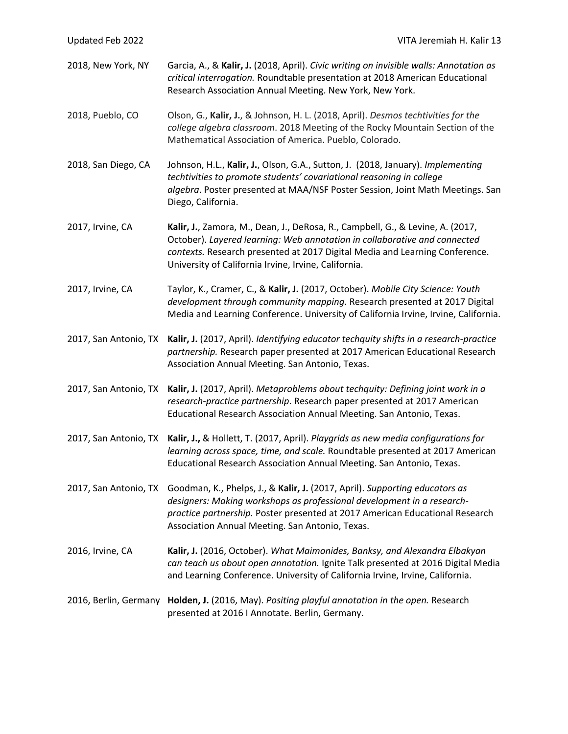2018, New York, NY — Garcia, A., & **Kalir, J.** (2018, April). *Civic writing on invisible walls: Annotation as critical interrogation.* Roundtable presentation at 2018 American Educational Research Association Annual Meeting. New York, New York.

2018, Pueblo, CO — Olson, G., **Kalir, J.**, & Johnson, H. L. (2018, April). *Desmos techtivities for the college algebra classroom*. 2018 Meeting of the Rocky Mountain Section of the Mathematical Association of America. Pueblo, Colorado.

2018, San Diego, CA — Johnson, H.L., **Kalir, J.**, Olson, G.A., Sutton, J. (2018, January). *Implementing techtivities to promote students' covariational reasoning in college algebra*. Poster presented at MAA/NSF Poster Session, Joint Math Meetings. San Diego, California.

2017, Irvine, CA — **Kalir, J.**, Zamora, M., Dean, J., DeRosa, R., Campbell, G., & Levine, A. (2017, October). *Layered learning: Web annotation in collaborative and connected contexts.* Research presented at 2017 Digital Media and Learning Conference. University of California Irvine, Irvine, California.

2017, Irvine, CA — Taylor, K., Cramer, C., & **Kalir, J.** (2017, October). *Mobile City Science: Youth development through community mapping.* Research presented at 2017 Digital Media and Learning Conference. University of California Irvine, Irvine, California.

2017, San Antonio, TX — **Kalir, J.** (2017, April). *Identifying educator techquity shifts in a research-practice partnership.* Research paper presented at 2017 American Educational Research Association Annual Meeting. San Antonio, Texas.

2017, San Antonio, TX — **Kalir, J.** (2017, April). *Metaproblems about techquity: Defining joint work in a research-practice partnership*. Research paper presented at 2017 American Educational Research Association Annual Meeting. San Antonio, Texas.

2017, San Antonio, TX — **Kalir, J.,** & Hollett, T. (2017, April). *Playgrids as new media configurations for learning across space, time, and scale.* Roundtable presented at 2017 American Educational Research Association Annual Meeting. San Antonio, Texas.

2017, San Antonio, TX — Goodman, K., Phelps, J., & **Kalir, J.** (2017, April). *Supporting educators as designers: Making workshops as professional development in a research-practice partnership.* Poster presented at 2017 American Educational Research Association Annual Meeting. San Antonio, Texas.

2016, Irvine, CA — **Kalir, J.** (2016, October). *What Maimonides, Banksy, and Alexandra Elbakyan can teach us about open annotation.* Ignite Talk presented at 2016 Digital Media and Learning Conference. University of California Irvine, Irvine, California.

2016, Berlin, Germany — **Holden, J.** (2016, May). *Positing playful annotation in the open.* Research presented at 2016 I Annotate. Berlin, Germany.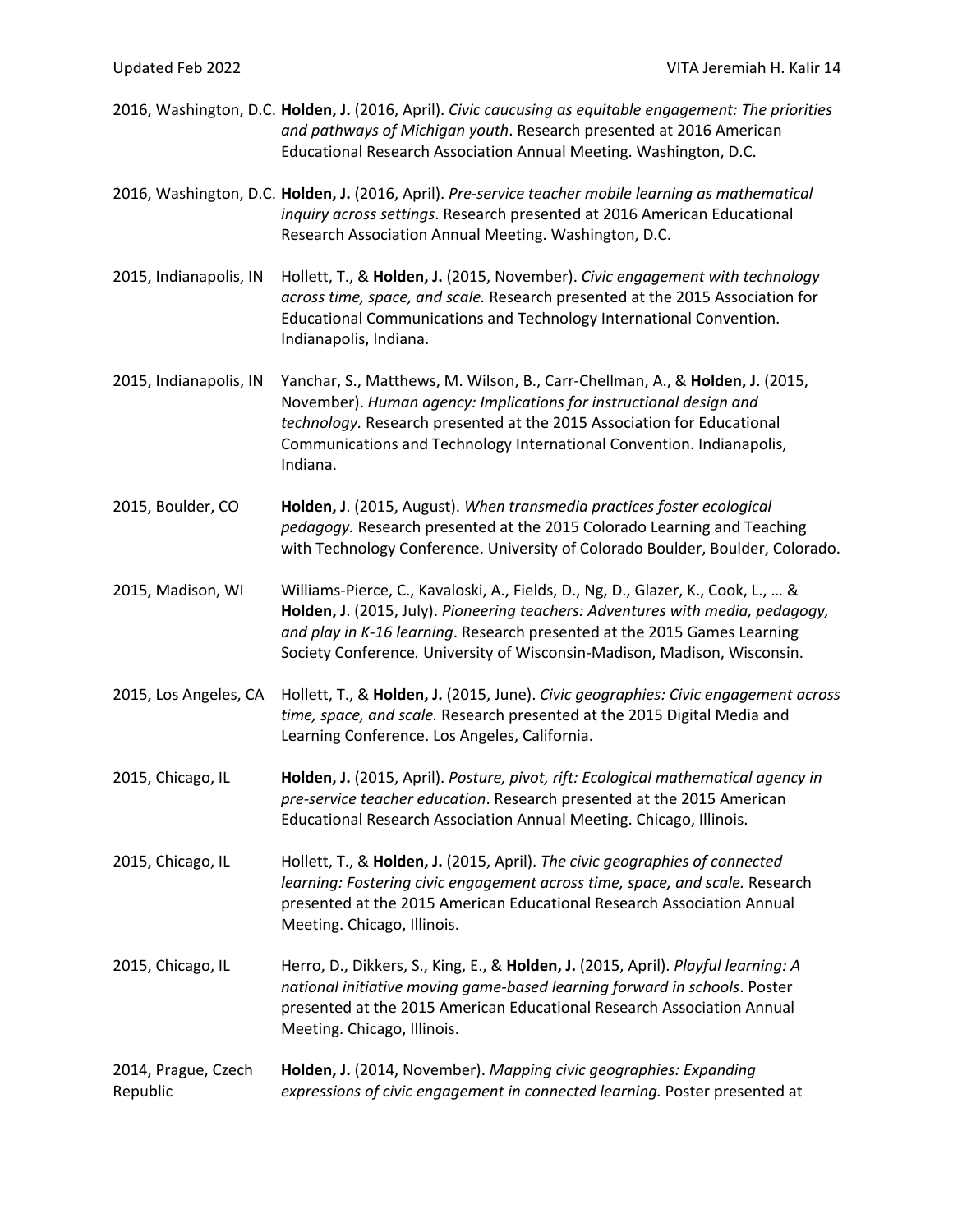2016, Washington, D.C. **Holden, J.** (2016, April). *Civic caucusing as equitable engagement: The priorities and pathways of Michigan youth*. Research presented at 2016 American Educational Research Association Annual Meeting. Washington, D.C.

2016, Washington, D.C. **Holden, J.** (2016, April). *Pre-service teacher mobile learning as mathematical inquiry across settings*. Research presented at 2016 American Educational Research Association Annual Meeting. Washington, D.C.

2015, Indianapolis, IN Hollett, T., & **Holden, J.** (2015, November). *Civic engagement with technology across time, space, and scale.* Research presented at the 2015 Association for Educational Communications and Technology International Convention. Indianapolis, Indiana.

2015, Indianapolis, IN Yanchar, S., Matthews, M. Wilson, B., Carr-Chellman, A., & **Holden, J.** (2015, November). *Human agency: Implications for instructional design and technology.* Research presented at the 2015 Association for Educational Communications and Technology International Convention. Indianapolis, Indiana.

2015, Boulder, CO **Holden, J**. (2015, August). *When transmedia practices foster ecological pedagogy.* Research presented at the 2015 Colorado Learning and Teaching with Technology Conference. University of Colorado Boulder, Boulder, Colorado.

2015, Madison, WI Williams-Pierce, C., Kavaloski, A., Fields, D., Ng, D., Glazer, K., Cook, L., … & **Holden, J**. (2015, July). *Pioneering teachers: Adventures with media, pedagogy, and play in K-16 learning*. Research presented at the 2015 Games Learning Society Conference*.* University of Wisconsin-Madison, Madison, Wisconsin.

2015, Los Angeles, CA Hollett, T., & **Holden, J.** (2015, June). *Civic geographies: Civic engagement across time, space, and scale.* Research presented at the 2015 Digital Media and Learning Conference. Los Angeles, California.

2015, Chicago, IL **Holden, J.** (2015, April). *Posture, pivot, rift: Ecological mathematical agency in pre-service teacher education*. Research presented at the 2015 American Educational Research Association Annual Meeting. Chicago, Illinois.

2015, Chicago, IL Hollett, T., & **Holden, J.** (2015, April). *The civic geographies of connected learning: Fostering civic engagement across time, space, and scale.* Research presented at the 2015 American Educational Research Association Annual Meeting. Chicago, Illinois.

2015, Chicago, IL Herro, D., Dikkers, S., King, E., & **Holden, J.** (2015, April). *Playful learning: A national initiative moving game-based learning forward in schools*. Poster presented at the 2015 American Educational Research Association Annual Meeting. Chicago, Illinois.

2014, Prague, Czech Republic **Holden, J.** (2014, November). *Mapping civic geographies: Expanding expressions of civic engagement in connected learning.* Poster presented at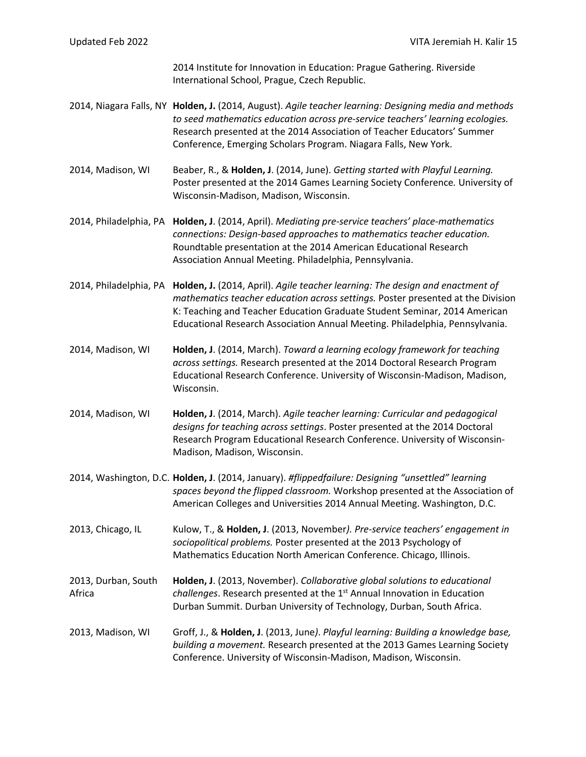2014 Institute for Innovation in Education: Prague Gathering. Riverside International School, Prague, Czech Republic.

2014, Niagara Falls, NY **Holden, J.** (2014, August). *Agile teacher learning: Designing media and methods to seed mathematics education across pre-service teachers' learning ecologies.* Research presented at the 2014 Association of Teacher Educators' Summer Conference, Emerging Scholars Program. Niagara Falls, New York.

2014, Madison, WI Beaber, R., & **Holden, J**. (2014, June). *Getting started with Playful Learning.* Poster presented at the 2014 Games Learning Society Conference*.* University of Wisconsin-Madison, Madison, Wisconsin.

2014, Philadelphia, PA **Holden, J**. (2014, April). *Mediating pre-service teachers' place-mathematics connections: Design-based approaches to mathematics teacher education.* Roundtable presentation at the 2014 American Educational Research Association Annual Meeting. Philadelphia, Pennsylvania.

2014, Philadelphia, PA **Holden, J.** (2014, April). *Agile teacher learning: The design and enactment of mathematics teacher education across settings.* Poster presented at the Division K: Teaching and Teacher Education Graduate Student Seminar, 2014 American Educational Research Association Annual Meeting. Philadelphia, Pennsylvania.

2014, Madison, WI **Holden, J**. (2014, March). *Toward a learning ecology framework for teaching across settings.* Research presented at the 2014 Doctoral Research Program Educational Research Conference. University of Wisconsin-Madison, Madison, Wisconsin.

2014, Madison, WI **Holden, J**. (2014, March). *Agile teacher learning: Curricular and pedagogical designs for teaching across settings*. Poster presented at the 2014 Doctoral Research Program Educational Research Conference. University of Wisconsin-Madison, Madison, Wisconsin.

2014, Washington, D.C. **Holden, J**. (2014, January). *#flippedfailure: Designing "unsettled" learning spaces beyond the flipped classroom.* Workshop presented at the Association of American Colleges and Universities 2014 Annual Meeting. Washington, D.C.

2013, Chicago, IL Kulow, T., & **Holden, J**. (2013, November*). Pre-service teachers' engagement in sociopolitical problems.* Poster presented at the 2013 Psychology of Mathematics Education North American Conference. Chicago, Illinois.

2013, Durban, South Africa **Holden, J**. (2013, November). *Collaborative global solutions to educational challenges*. Research presented at the 1st Annual Innovation in Education Durban Summit. Durban University of Technology, Durban, South Africa.

2013, Madison, WI Groff, J., & **Holden, J**. (2013, June*). Playful learning: Building a knowledge base, building a movement.* Research presented at the 2013 Games Learning Society Conference. University of Wisconsin-Madison, Madison, Wisconsin.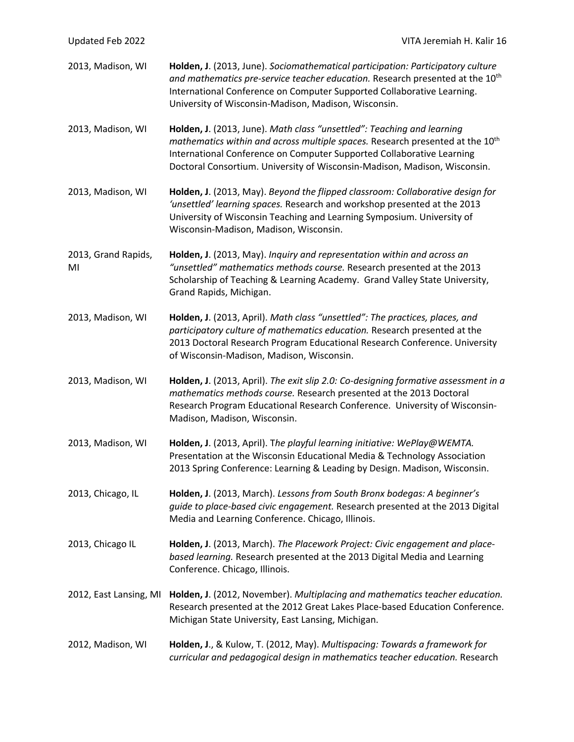2013, Madison, WI **Holden, J**. (2013, June). *Sociomathematical participation: Participatory culture and mathematics pre-service teacher education.* Research presented at the 10th International Conference on Computer Supported Collaborative Learning. University of Wisconsin-Madison, Madison, Wisconsin.

2013, Madison, WI **Holden, J**. (2013, June). *Math class "unsettled": Teaching and learning mathematics within and across multiple spaces.* Research presented at the 10th International Conference on Computer Supported Collaborative Learning Doctoral Consortium. University of Wisconsin-Madison, Madison, Wisconsin.

2013, Madison, WI **Holden, J**. (2013, May). *Beyond the flipped classroom: Collaborative design for 'unsettled' learning spaces.* Research and workshop presented at the 2013 University of Wisconsin Teaching and Learning Symposium. University of Wisconsin-Madison, Madison, Wisconsin.

2013, Grand Rapids, MI **Holden, J**. (2013, May). *Inquiry and representation within and across an "unsettled" mathematics methods course.* Research presented at the 2013 Scholarship of Teaching & Learning Academy. Grand Valley State University, Grand Rapids, Michigan.

2013, Madison, WI **Holden, J**. (2013, April). *Math class "unsettled": The practices, places, and participatory culture of mathematics education.* Research presented at the 2013 Doctoral Research Program Educational Research Conference. University of Wisconsin-Madison, Madison, Wisconsin.

2013, Madison, WI **Holden, J**. (2013, April). *The exit slip 2.0: Co-designing formative assessment in a mathematics methods course.* Research presented at the 2013 Doctoral Research Program Educational Research Conference. University of Wisconsin-Madison, Madison, Wisconsin.

2013, Madison, WI **Holden, J**. (2013, April). T*he playful learning initiative: WePlay@WEMTA.* Presentation at the Wisconsin Educational Media & Technology Association 2013 Spring Conference: Learning & Leading by Design. Madison, Wisconsin.

2013, Chicago, IL **Holden, J**. (2013, March). *Lessons from South Bronx bodegas: A beginner's guide to place-based civic engagement.* Research presented at the 2013 Digital Media and Learning Conference. Chicago, Illinois.

2013, Chicago IL **Holden, J**. (2013, March). *The Placework Project: Civic engagement and place-based learning.* Research presented at the 2013 Digital Media and Learning Conference. Chicago, Illinois.

2012, East Lansing, MI **Holden, J**. (2012, November). *Multiplacing and mathematics teacher education.* Research presented at the 2012 Great Lakes Place-based Education Conference. Michigan State University, East Lansing, Michigan.

2012, Madison, WI **Holden, J**., & Kulow, T. (2012, May). *Multispacing: Towards a framework for curricular and pedagogical design in mathematics teacher education.* Research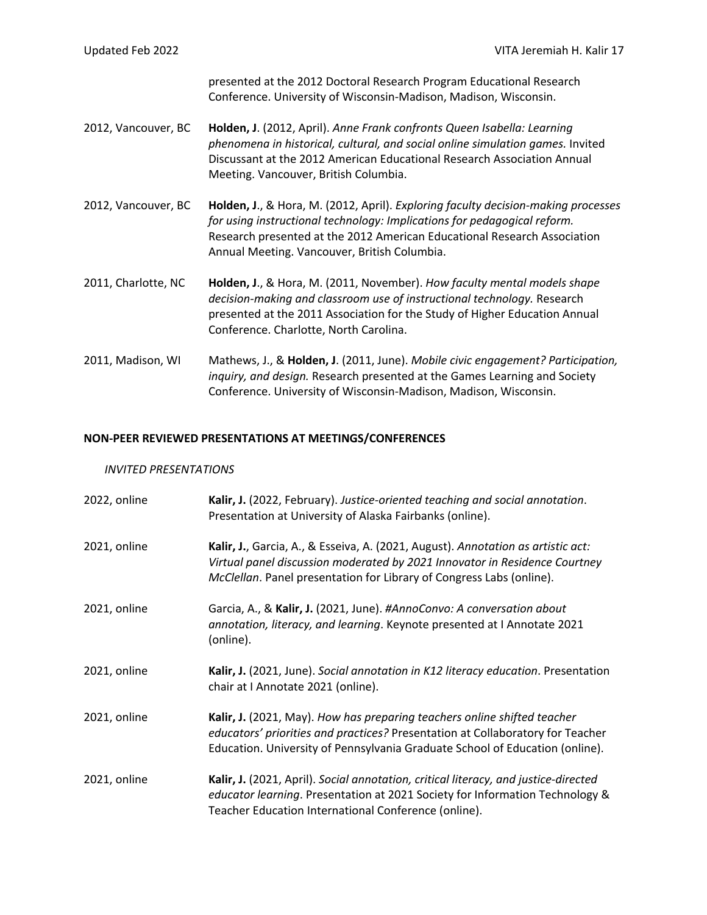presented at the 2012 Doctoral Research Program Educational Research Conference. University of Wisconsin-Madison, Madison, Wisconsin.

2012, Vancouver, BC — **Holden, J**. (2012, April). *Anne Frank confronts Queen Isabella: Learning phenomena in historical, cultural, and social online simulation games.* Invited Discussant at the 2012 American Educational Research Association Annual Meeting. Vancouver, British Columbia.

2012, Vancouver, BC — **Holden, J**., & Hora, M. (2012, April). *Exploring faculty decision-making processes for using instructional technology: Implications for pedagogical reform.* Research presented at the 2012 American Educational Research Association Annual Meeting. Vancouver, British Columbia.

2011, Charlotte, NC — **Holden, J**., & Hora, M. (2011, November). *How faculty mental models shape decision-making and classroom use of instructional technology.* Research presented at the 2011 Association for the Study of Higher Education Annual Conference. Charlotte, North Carolina.

2011, Madison, WI — Mathews, J., & **Holden, J**. (2011, June). *Mobile civic engagement? Participation, inquiry, and design.* Research presented at the Games Learning and Society Conference. University of Wisconsin-Madison, Madison, Wisconsin.

## NON-PEER REVIEWED PRESENTATIONS AT MEETINGS/CONFERENCES

### *INVITED PRESENTATIONS*

2022, online — **Kalir, J.** (2022, February). *Justice-oriented teaching and social annotation*. Presentation at University of Alaska Fairbanks (online).

2021, online — **Kalir, J.**, Garcia, A., & Esseiva, A. (2021, August). *Annotation as artistic act: Virtual panel discussion moderated by 2021 Innovator in Residence Courtney McClellan*. Panel presentation for Library of Congress Labs (online).

2021, online — Garcia, A., & **Kalir, J.** (2021, June). *#AnnoConvo: A conversation about annotation, literacy, and learning*. Keynote presented at I Annotate 2021 (online).

2021, online — **Kalir, J.** (2021, June). *Social annotation in K12 literacy education*. Presentation chair at I Annotate 2021 (online).

2021, online — **Kalir, J.** (2021, May). *How has preparing teachers online shifted teacher educators' priorities and practices?* Presentation at Collaboratory for Teacher Education. University of Pennsylvania Graduate School of Education (online).

2021, online — **Kalir, J.** (2021, April). *Social annotation, critical literacy, and justice-directed educator learning*. Presentation at 2021 Society for Information Technology & Teacher Education International Conference (online).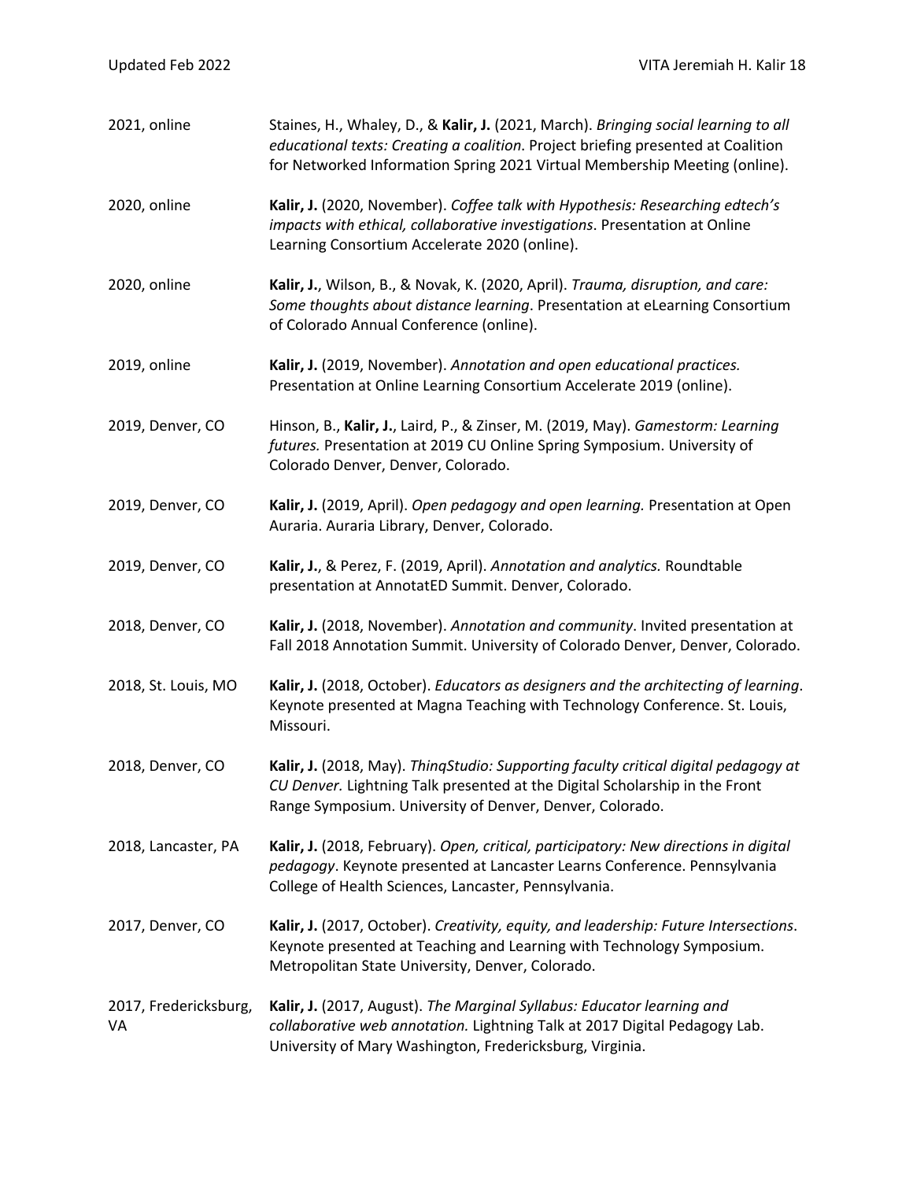2021, online — Staines, H., Whaley, D., & **Kalir, J.** (2021, March). *Bringing social learning to all educational texts: Creating a coalition*. Project briefing presented at Coalition for Networked Information Spring 2021 Virtual Membership Meeting (online).

2020, online — **Kalir, J.** (2020, November). *Coffee talk with Hypothesis: Researching edtech's impacts with ethical, collaborative investigations*. Presentation at Online Learning Consortium Accelerate 2020 (online).

2020, online — **Kalir, J.**, Wilson, B., & Novak, K. (2020, April). *Trauma, disruption, and care: Some thoughts about distance learning*. Presentation at eLearning Consortium of Colorado Annual Conference (online).

2019, online — **Kalir, J.** (2019, November). *Annotation and open educational practices.* Presentation at Online Learning Consortium Accelerate 2019 (online).

2019, Denver, CO — Hinson, B., **Kalir, J.**, Laird, P., & Zinser, M. (2019, May). *Gamestorm: Learning futures.* Presentation at 2019 CU Online Spring Symposium. University of Colorado Denver, Denver, Colorado.

2019, Denver, CO — **Kalir, J.** (2019, April). *Open pedagogy and open learning.* Presentation at Open Auraria. Auraria Library, Denver, Colorado.

2019, Denver, CO — **Kalir, J.**, & Perez, F. (2019, April). *Annotation and analytics.* Roundtable presentation at AnnotatED Summit. Denver, Colorado.

2018, Denver, CO — **Kalir, J.** (2018, November). *Annotation and community*. Invited presentation at Fall 2018 Annotation Summit. University of Colorado Denver, Denver, Colorado.

2018, St. Louis, MO — **Kalir, J.** (2018, October). *Educators as designers and the architecting of learning*. Keynote presented at Magna Teaching with Technology Conference. St. Louis, Missouri.

2018, Denver, CO — **Kalir, J.** (2018, May). *ThinqStudio: Supporting faculty critical digital pedagogy at CU Denver.* Lightning Talk presented at the Digital Scholarship in the Front Range Symposium. University of Denver, Denver, Colorado.

2018, Lancaster, PA — **Kalir, J.** (2018, February). *Open, critical, participatory: New directions in digital pedagogy*. Keynote presented at Lancaster Learns Conference. Pennsylvania College of Health Sciences, Lancaster, Pennsylvania.

2017, Denver, CO — **Kalir, J.** (2017, October). *Creativity, equity, and leadership: Future Intersections*. Keynote presented at Teaching and Learning with Technology Symposium. Metropolitan State University, Denver, Colorado.

2017, Fredericksburg, VA — **Kalir, J.** (2017, August). *The Marginal Syllabus: Educator learning and collaborative web annotation.* Lightning Talk at 2017 Digital Pedagogy Lab. University of Mary Washington, Fredericksburg, Virginia.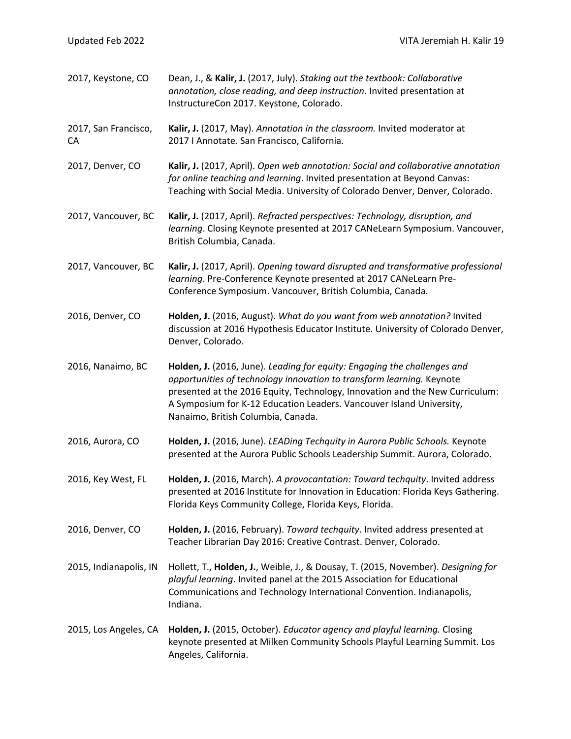2017, Keystone, CO — Dean, J., & **Kalir, J.** (2017, July). *Staking out the textbook: Collaborative annotation, close reading, and deep instruction*. Invited presentation at InstructureCon 2017. Keystone, Colorado.

2017, San Francisco, CA — **Kalir, J.** (2017, May). *Annotation in the classroom.* Invited moderator at 2017 I Annotate*.* San Francisco, California.

2017, Denver, CO — **Kalir, J.** (2017, April). *Open web annotation: Social and collaborative annotation for online teaching and learning*. Invited presentation at Beyond Canvas: Teaching with Social Media. University of Colorado Denver, Denver, Colorado.

2017, Vancouver, BC — **Kalir, J.** (2017, April). *Refracted perspectives: Technology, disruption, and learning*. Closing Keynote presented at 2017 CANeLearn Symposium. Vancouver, British Columbia, Canada.

2017, Vancouver, BC — **Kalir, J.** (2017, April). *Opening toward disrupted and transformative professional learning*. Pre-Conference Keynote presented at 2017 CANeLearn Pre-Conference Symposium. Vancouver, British Columbia, Canada.

2016, Denver, CO — **Holden, J.** (2016, August). *What do you want from web annotation?* Invited discussion at 2016 Hypothesis Educator Institute. University of Colorado Denver, Denver, Colorado.

2016, Nanaimo, BC — **Holden, J.** (2016, June). *Leading for equity: Engaging the challenges and opportunities of technology innovation to transform learning.* Keynote presented at the 2016 Equity, Technology, Innovation and the New Curriculum: A Symposium for K-12 Education Leaders. Vancouver Island University, Nanaimo, British Columbia, Canada.

2016, Aurora, CO — **Holden, J.** (2016, June). *LEADing Techquity in Aurora Public Schools.* Keynote presented at the Aurora Public Schools Leadership Summit. Aurora, Colorado.

2016, Key West, FL — **Holden, J.** (2016, March). *A provocantation: Toward techquity*. Invited address presented at 2016 Institute for Innovation in Education: Florida Keys Gathering. Florida Keys Community College, Florida Keys, Florida.

2016, Denver, CO — **Holden, J.** (2016, February). *Toward techquity*. Invited address presented at Teacher Librarian Day 2016: Creative Contrast. Denver, Colorado.

2015, Indianapolis, IN — Hollett, T., **Holden, J.**, Weible, J., & Dousay, T. (2015, November). *Designing for playful learning*. Invited panel at the 2015 Association for Educational Communications and Technology International Convention. Indianapolis, Indiana.

2015, Los Angeles, CA — **Holden, J.** (2015, October). *Educator agency and playful learning.* Closing keynote presented at Milken Community Schools Playful Learning Summit. Los Angeles, California.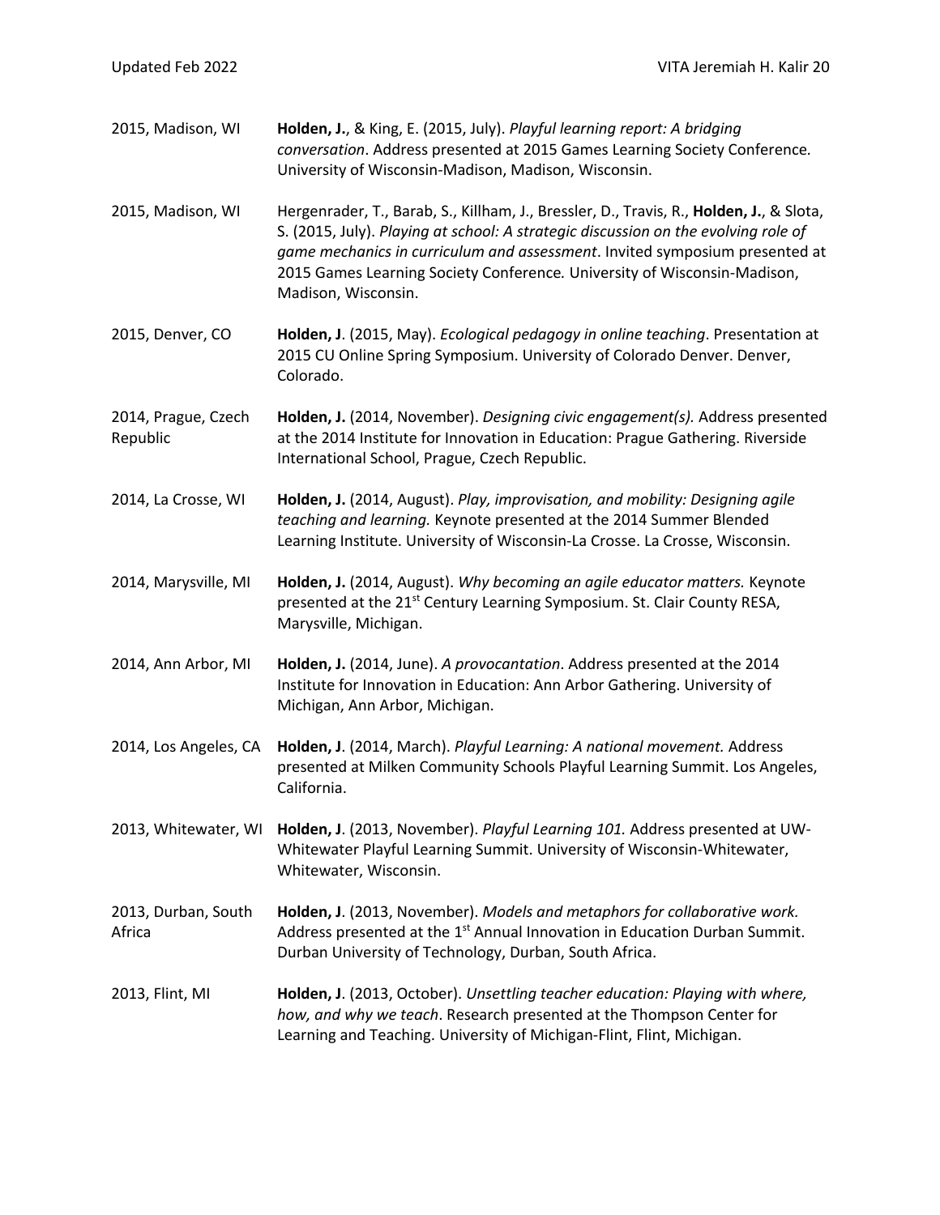2015, Madison, WI **Holden, J.**, & King, E. (2015, July). *Playful learning report: A bridging conversation*. Address presented at 2015 Games Learning Society Conference. University of Wisconsin-Madison, Madison, Wisconsin.

2015, Madison, WI Hergenrader, T., Barab, S., Killham, J., Bressler, D., Travis, R., **Holden, J.**, & Slota, S. (2015, July). *Playing at school: A strategic discussion on the evolving role of game mechanics in curriculum and assessment*. Invited symposium presented at 2015 Games Learning Society Conference. University of Wisconsin-Madison, Madison, Wisconsin.

2015, Denver, CO **Holden, J**. (2015, May). *Ecological pedagogy in online teaching*. Presentation at 2015 CU Online Spring Symposium. University of Colorado Denver. Denver, Colorado.

2014, Prague, Czech Republic **Holden, J.** (2014, November). *Designing civic engagement(s).* Address presented at the 2014 Institute for Innovation in Education: Prague Gathering. Riverside International School, Prague, Czech Republic.

2014, La Crosse, WI **Holden, J.** (2014, August). *Play, improvisation, and mobility: Designing agile teaching and learning.* Keynote presented at the 2014 Summer Blended Learning Institute. University of Wisconsin-La Crosse. La Crosse, Wisconsin.

2014, Marysville, MI **Holden, J.** (2014, August). *Why becoming an agile educator matters.* Keynote presented at the 21st Century Learning Symposium. St. Clair County RESA, Marysville, Michigan.

2014, Ann Arbor, MI **Holden, J.** (2014, June). *A provocantation*. Address presented at the 2014 Institute for Innovation in Education: Ann Arbor Gathering. University of Michigan, Ann Arbor, Michigan.

2014, Los Angeles, CA **Holden, J**. (2014, March). *Playful Learning: A national movement.* Address presented at Milken Community Schools Playful Learning Summit. Los Angeles, California.

2013, Whitewater, WI **Holden, J**. (2013, November). *Playful Learning 101.* Address presented at UW-Whitewater Playful Learning Summit. University of Wisconsin-Whitewater, Whitewater, Wisconsin.

2013, Durban, South Africa **Holden, J**. (2013, November). *Models and metaphors for collaborative work.* Address presented at the 1st Annual Innovation in Education Durban Summit. Durban University of Technology, Durban, South Africa.

2013, Flint, MI **Holden, J**. (2013, October). *Unsettling teacher education: Playing with where, how, and why we teach*. Research presented at the Thompson Center for Learning and Teaching. University of Michigan-Flint, Flint, Michigan.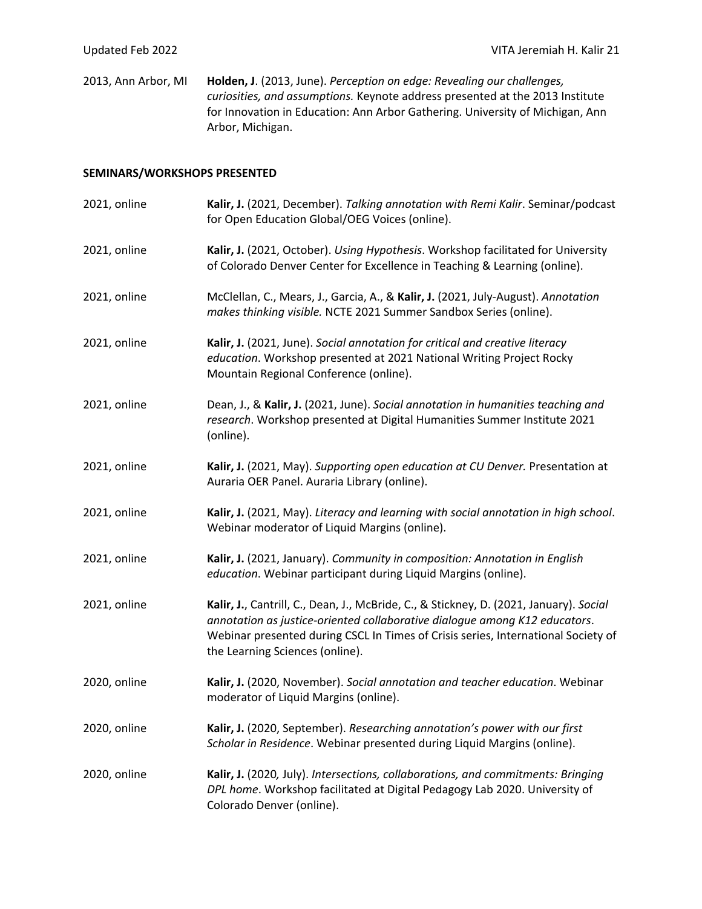2013, Ann Arbor, MI **Holden, J**. (2013, June). *Perception on edge: Revealing our challenges, curiosities, and assumptions.* Keynote address presented at the 2013 Institute for Innovation in Education: Ann Arbor Gathering. University of Michigan, Ann Arbor, Michigan.

**SEMINARS/WORKSHOPS PRESENTED**

2021, online **Kalir, J.** (2021, December). *Talking annotation with Remi Kalir*. Seminar/podcast for Open Education Global/OEG Voices (online).

2021, online **Kalir, J.** (2021, October). *Using Hypothesis*. Workshop facilitated for University of Colorado Denver Center for Excellence in Teaching & Learning (online).

2021, online McClellan, C., Mears, J., Garcia, A., & **Kalir, J.** (2021, July-August). *Annotation makes thinking visible.* NCTE 2021 Summer Sandbox Series (online).

2021, online **Kalir, J.** (2021, June). *Social annotation for critical and creative literacy education*. Workshop presented at 2021 National Writing Project Rocky Mountain Regional Conference (online).

2021, online Dean, J., & **Kalir, J.** (2021, June). *Social annotation in humanities teaching and research*. Workshop presented at Digital Humanities Summer Institute 2021 (online).

2021, online **Kalir, J.** (2021, May). *Supporting open education at CU Denver.* Presentation at Auraria OER Panel. Auraria Library (online).

2021, online **Kalir, J.** (2021, May). *Literacy and learning with social annotation in high school*. Webinar moderator of Liquid Margins (online).

2021, online **Kalir, J.** (2021, January). *Community in composition: Annotation in English education*. Webinar participant during Liquid Margins (online).

2021, online **Kalir, J.**, Cantrill, C., Dean, J., McBride, C., & Stickney, D. (2021, January). *Social annotation as justice-oriented collaborative dialogue among K12 educators*. Webinar presented during CSCL In Times of Crisis series, International Society of the Learning Sciences (online).

2020, online **Kalir, J.** (2020, November). *Social annotation and teacher education*. Webinar moderator of Liquid Margins (online).

2020, online **Kalir, J.** (2020, September). *Researching annotation's power with our first Scholar in Residence*. Webinar presented during Liquid Margins (online).

2020, online **Kalir, J.** (2020, July). *Intersections, collaborations, and commitments: Bringing DPL home*. Workshop facilitated at Digital Pedagogy Lab 2020. University of Colorado Denver (online).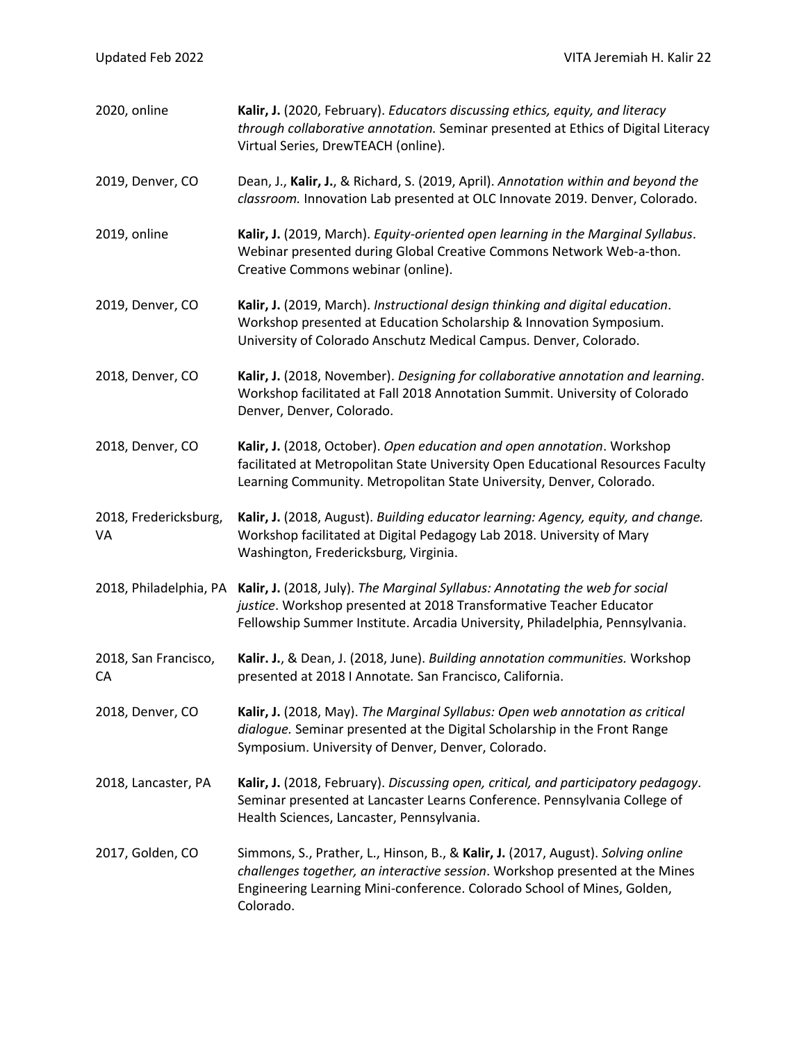2020, online **Kalir, J.** (2020, February). *Educators discussing ethics, equity, and literacy through collaborative annotation.* Seminar presented at Ethics of Digital Literacy Virtual Series, DrewTEACH (online).

2019, Denver, CO Dean, J., **Kalir, J.**, & Richard, S. (2019, April). *Annotation within and beyond the classroom.* Innovation Lab presented at OLC Innovate 2019. Denver, Colorado.

2019, online **Kalir, J.** (2019, March). *Equity-oriented open learning in the Marginal Syllabus*. Webinar presented during Global Creative Commons Network Web-a-thon. Creative Commons webinar (online).

2019, Denver, CO **Kalir, J.** (2019, March). *Instructional design thinking and digital education*. Workshop presented at Education Scholarship & Innovation Symposium. University of Colorado Anschutz Medical Campus. Denver, Colorado.

2018, Denver, CO **Kalir, J.** (2018, November). *Designing for collaborative annotation and learning*. Workshop facilitated at Fall 2018 Annotation Summit. University of Colorado Denver, Denver, Colorado.

2018, Denver, CO **Kalir, J.** (2018, October). *Open education and open annotation*. Workshop facilitated at Metropolitan State University Open Educational Resources Faculty Learning Community. Metropolitan State University, Denver, Colorado.

2018, Fredericksburg, VA **Kalir, J.** (2018, August). *Building educator learning: Agency, equity, and change.* Workshop facilitated at Digital Pedagogy Lab 2018. University of Mary Washington, Fredericksburg, Virginia.

2018, Philadelphia, PA **Kalir, J.** (2018, July). *The Marginal Syllabus: Annotating the web for social justice*. Workshop presented at 2018 Transformative Teacher Educator Fellowship Summer Institute. Arcadia University, Philadelphia, Pennsylvania.

2018, San Francisco, CA **Kalir. J.**, & Dean, J. (2018, June). *Building annotation communities.* Workshop presented at 2018 I Annotate*.* San Francisco, California.

2018, Denver, CO **Kalir, J.** (2018, May). *The Marginal Syllabus: Open web annotation as critical dialogue.* Seminar presented at the Digital Scholarship in the Front Range Symposium. University of Denver, Denver, Colorado.

2018, Lancaster, PA **Kalir, J.** (2018, February). *Discussing open, critical, and participatory pedagogy*. Seminar presented at Lancaster Learns Conference. Pennsylvania College of Health Sciences, Lancaster, Pennsylvania.

2017, Golden, CO Simmons, S., Prather, L., Hinson, B., & **Kalir, J.** (2017, August). *Solving online challenges together, an interactive session*. Workshop presented at the Mines Engineering Learning Mini-conference. Colorado School of Mines, Golden, Colorado.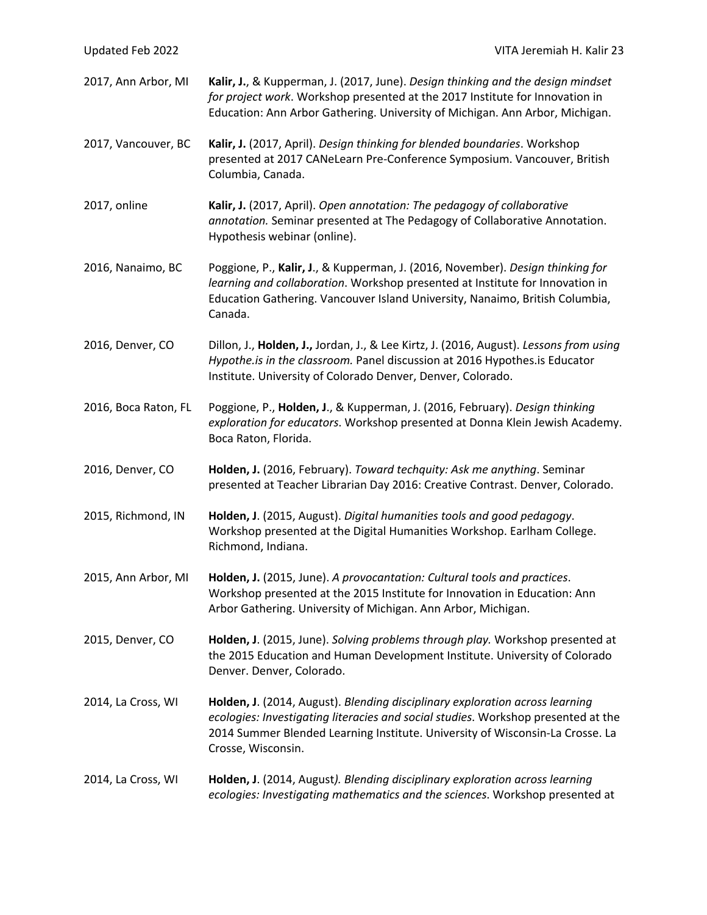2017, Ann Arbor, MI **Kalir, J.**, & Kupperman, J. (2017, June). *Design thinking and the design mindset for project work*. Workshop presented at the 2017 Institute for Innovation in Education: Ann Arbor Gathering. University of Michigan. Ann Arbor, Michigan.

2017, Vancouver, BC **Kalir, J.** (2017, April). *Design thinking for blended boundaries*. Workshop presented at 2017 CANeLearn Pre-Conference Symposium. Vancouver, British Columbia, Canada.

2017, online **Kalir, J.** (2017, April). *Open annotation: The pedagogy of collaborative annotation.* Seminar presented at The Pedagogy of Collaborative Annotation. Hypothesis webinar (online).

2016, Nanaimo, BC Poggione, P., **Kalir, J**., & Kupperman, J. (2016, November). *Design thinking for learning and collaboration*. Workshop presented at Institute for Innovation in Education Gathering. Vancouver Island University, Nanaimo, British Columbia, Canada.

2016, Denver, CO Dillon, J., **Holden, J.,** Jordan, J., & Lee Kirtz, J. (2016, August). *Lessons from using Hypothe.is in the classroom.* Panel discussion at 2016 Hypothes.is Educator Institute. University of Colorado Denver, Denver, Colorado.

2016, Boca Raton, FL Poggione, P., **Holden, J**., & Kupperman, J. (2016, February). *Design thinking exploration for educators*. Workshop presented at Donna Klein Jewish Academy. Boca Raton, Florida.

2016, Denver, CO **Holden, J.** (2016, February). *Toward techquity: Ask me anything*. Seminar presented at Teacher Librarian Day 2016: Creative Contrast. Denver, Colorado.

2015, Richmond, IN **Holden, J**. (2015, August). *Digital humanities tools and good pedagogy*. Workshop presented at the Digital Humanities Workshop. Earlham College. Richmond, Indiana.

2015, Ann Arbor, MI **Holden, J.** (2015, June). *A provocantation: Cultural tools and practices*. Workshop presented at the 2015 Institute for Innovation in Education: Ann Arbor Gathering. University of Michigan. Ann Arbor, Michigan.

2015, Denver, CO **Holden, J**. (2015, June). *Solving problems through play.* Workshop presented at the 2015 Education and Human Development Institute. University of Colorado Denver. Denver, Colorado.

2014, La Cross, WI **Holden, J**. (2014, August). *Blending disciplinary exploration across learning ecologies: Investigating literacies and social studies*. Workshop presented at the 2014 Summer Blended Learning Institute. University of Wisconsin-La Crosse. La Crosse, Wisconsin.

2014, La Cross, WI **Holden, J**. (2014, August). *Blending disciplinary exploration across learning ecologies: Investigating mathematics and the sciences*. Workshop presented at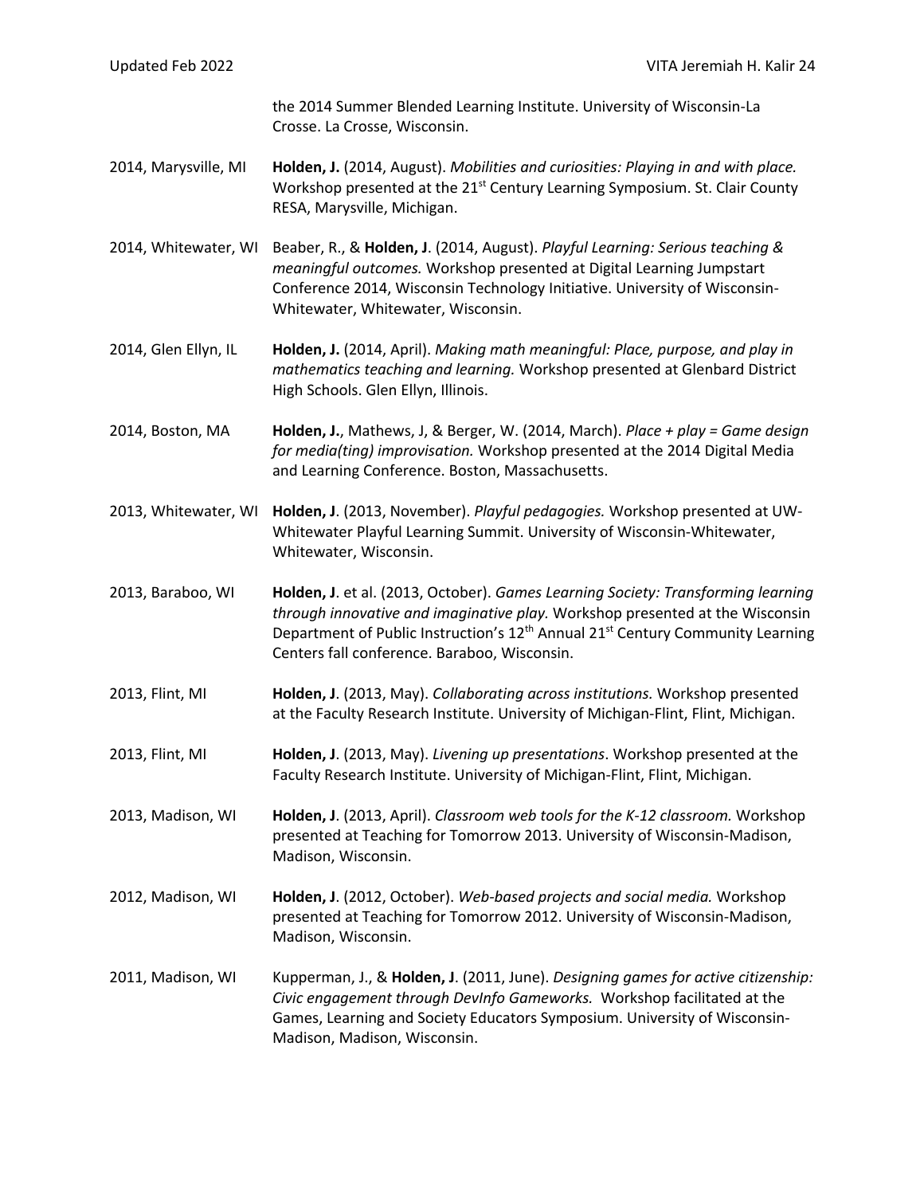| | |
|---|---|
| | the 2014 Summer Blended Learning Institute. University of Wisconsin-La Crosse. La Crosse, Wisconsin. |
| 2014, Marysville, MI | **Holden, J.** (2014, August). *Mobilities and curiosities: Playing in and with place.* Workshop presented at the 21st Century Learning Symposium. St. Clair County RESA, Marysville, Michigan. |
| 2014, Whitewater, WI | Beaber, R., & **Holden, J**. (2014, August). *Playful Learning: Serious teaching & meaningful outcomes.* Workshop presented at Digital Learning Jumpstart Conference 2014, Wisconsin Technology Initiative. University of Wisconsin-Whitewater, Whitewater, Wisconsin. |
| 2014, Glen Ellyn, IL | **Holden, J.** (2014, April). *Making math meaningful: Place, purpose, and play in mathematics teaching and learning.* Workshop presented at Glenbard District High Schools. Glen Ellyn, Illinois. |
| 2014, Boston, MA | **Holden, J.**, Mathews, J, & Berger, W. (2014, March). *Place + play = Game design for media(ting) improvisation.* Workshop presented at the 2014 Digital Media and Learning Conference. Boston, Massachusetts. |
| 2013, Whitewater, WI | **Holden, J**. (2013, November). *Playful pedagogies.* Workshop presented at UW-Whitewater Playful Learning Summit. University of Wisconsin-Whitewater, Whitewater, Wisconsin. |
| 2013, Baraboo, WI | **Holden, J**. et al. (2013, October). *Games Learning Society: Transforming learning through innovative and imaginative play.* Workshop presented at the Wisconsin Department of Public Instruction's 12th Annual 21st Century Community Learning Centers fall conference. Baraboo, Wisconsin. |
| 2013, Flint, MI | **Holden, J**. (2013, May). *Collaborating across institutions.* Workshop presented at the Faculty Research Institute. University of Michigan-Flint, Flint, Michigan. |
| 2013, Flint, MI | **Holden, J**. (2013, May). *Livening up presentations*. Workshop presented at the Faculty Research Institute. University of Michigan-Flint, Flint, Michigan. |
| 2013, Madison, WI | **Holden, J**. (2013, April). *Classroom web tools for the K-12 classroom.* Workshop presented at Teaching for Tomorrow 2013. University of Wisconsin-Madison, Madison, Wisconsin. |
| 2012, Madison, WI | **Holden, J**. (2012, October). *Web-based projects and social media.* Workshop presented at Teaching for Tomorrow 2012. University of Wisconsin-Madison, Madison, Wisconsin. |
| 2011, Madison, WI | Kupperman, J., & **Holden, J**. (2011, June). *Designing games for active citizenship: Civic engagement through DevInfo Gameworks.* Workshop facilitated at the Games, Learning and Society Educators Symposium. University of Wisconsin-Madison, Madison, Wisconsin. |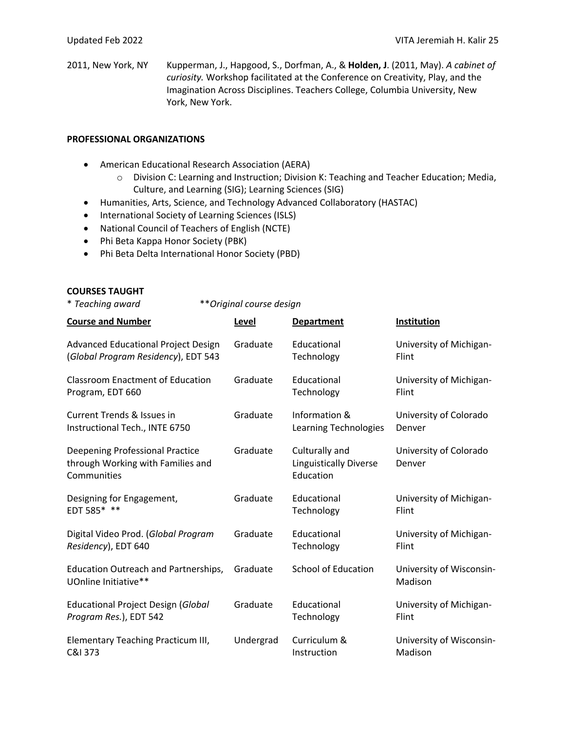2011, New York, NY Kupperman, J., Hapgood, S., Dorfman, A., & **Holden, J**. (2011, May). *A cabinet of curiosity.* Workshop facilitated at the Conference on Creativity, Play, and the Imagination Across Disciplines. Teachers College, Columbia University, New York, New York.

**PROFESSIONAL ORGANIZATIONS**

- American Educational Research Association (AERA)
  - Division C: Learning and Instruction; Division K: Teaching and Teacher Education; Media, Culture, and Learning (SIG); Learning Sciences (SIG)
- Humanities, Arts, Science, and Technology Advanced Collaboratory (HASTAC)
- International Society of Learning Sciences (ISLS)
- National Council of Teachers of English (NCTE)
- Phi Beta Kappa Honor Society (PBK)
- Phi Beta Delta International Honor Society (PBD)

**COURSES TAUGHT**

\* *Teaching award* \*\**Original course design*

| Course and Number | Level | Department | Institution |
|---|---|---|---|
| Advanced Educational Project Design (*Global Program Residency*), EDT 543 | Graduate | Educational Technology | University of Michigan-Flint |
| Classroom Enactment of Education Program, EDT 660 | Graduate | Educational Technology | University of Michigan-Flint |
| Current Trends & Issues in Instructional Tech., INTE 6750 | Graduate | Information & Learning Technologies | University of Colorado Denver |
| Deepening Professional Practice through Working with Families and Communities | Graduate | Culturally and Linguistically Diverse Education | University of Colorado Denver |
| Designing for Engagement, EDT 585* ** | Graduate | Educational Technology | University of Michigan-Flint |
| Digital Video Prod. (*Global Program Residency*), EDT 640 | Graduate | Educational Technology | University of Michigan-Flint |
| Education Outreach and Partnerships, UOnline Initiative** | Graduate | School of Education | University of Wisconsin-Madison |
| Educational Project Design (*Global Program Res.*), EDT 542 | Graduate | Educational Technology | University of Michigan-Flint |
| Elementary Teaching Practicum III, C&I 373 | Undergrad | Curriculum & Instruction | University of Wisconsin-Madison |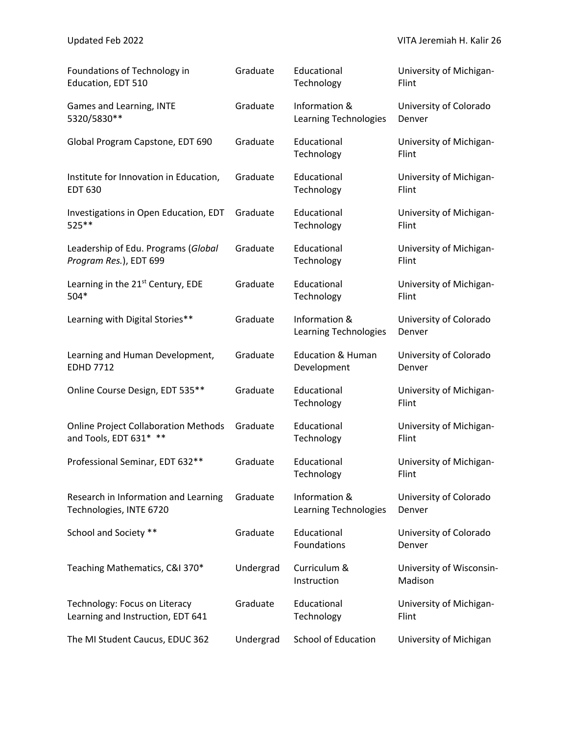| | | | |
|---|---|---|---|
| Foundations of Technology in Education, EDT 510 | Graduate | Educational Technology | University of Michigan-Flint |
| Games and Learning, INTE 5320/5830** | Graduate | Information & Learning Technologies | University of Colorado Denver |
| Global Program Capstone, EDT 690 | Graduate | Educational Technology | University of Michigan-Flint |
| Institute for Innovation in Education, EDT 630 | Graduate | Educational Technology | University of Michigan-Flint |
| Investigations in Open Education, EDT 525** | Graduate | Educational Technology | University of Michigan-Flint |
| Leadership of Edu. Programs (*Global Program Res.*), EDT 699 | Graduate | Educational Technology | University of Michigan-Flint |
| Learning in the 21st Century, EDE 504* | Graduate | Educational Technology | University of Michigan-Flint |
| Learning with Digital Stories** | Graduate | Information & Learning Technologies | University of Colorado Denver |
| Learning and Human Development, EDHD 7712 | Graduate | Education & Human Development | University of Colorado Denver |
| Online Course Design, EDT 535** | Graduate | Educational Technology | University of Michigan-Flint |
| Online Project Collaboration Methods and Tools, EDT 631* ** | Graduate | Educational Technology | University of Michigan-Flint |
| Professional Seminar, EDT 632** | Graduate | Educational Technology | University of Michigan-Flint |
| Research in Information and Learning Technologies, INTE 6720 | Graduate | Information & Learning Technologies | University of Colorado Denver |
| School and Society ** | Graduate | Educational Foundations | University of Colorado Denver |
| Teaching Mathematics, C&I 370* | Undergrad | Curriculum & Instruction | University of Wisconsin-Madison |
| Technology: Focus on Literacy Learning and Instruction, EDT 641 | Graduate | Educational Technology | University of Michigan-Flint |
| The MI Student Caucus, EDUC 362 | Undergrad | School of Education | University of Michigan |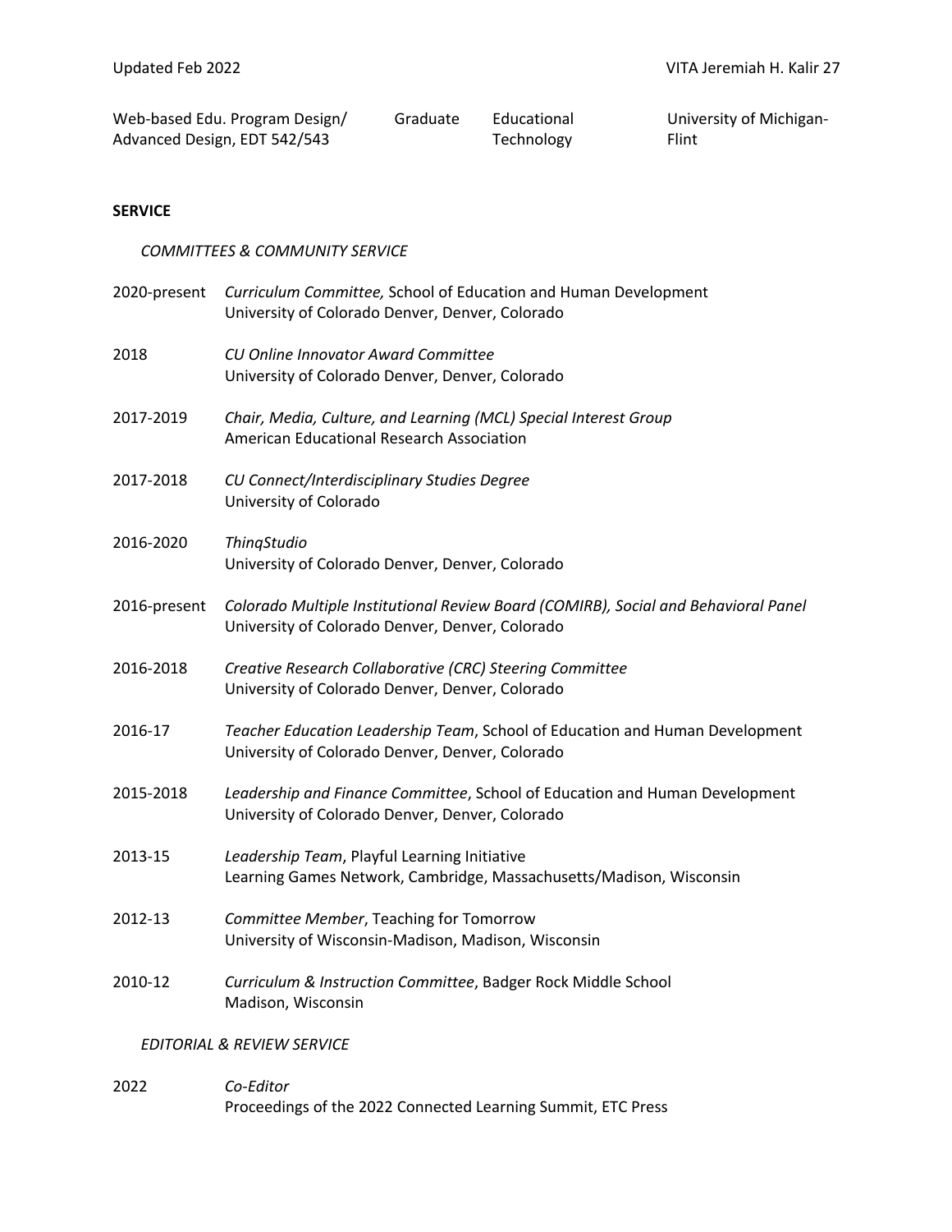| Web-based Edu. Program Design/ Advanced Design, EDT 542/543 | Graduate | Educational Technology | University of Michigan-Flint |
|---|---|---|---|

**SERVICE**

*COMMITTEES & COMMUNITY SERVICE*

2020-present *Curriculum Committee,* School of Education and Human Development
University of Colorado Denver, Denver, Colorado

2018 *CU Online Innovator Award Committee*
University of Colorado Denver, Denver, Colorado

2017-2019 *Chair, Media, Culture, and Learning (MCL) Special Interest Group*
American Educational Research Association

2017-2018 *CU Connect/Interdisciplinary Studies Degree*
University of Colorado

2016-2020 *ThinqStudio*
University of Colorado Denver, Denver, Colorado

2016-present *Colorado Multiple Institutional Review Board (COMIRB), Social and Behavioral Panel*
University of Colorado Denver, Denver, Colorado

2016-2018 *Creative Research Collaborative (CRC) Steering Committee*
University of Colorado Denver, Denver, Colorado

2016-17 *Teacher Education Leadership Team*, School of Education and Human Development
University of Colorado Denver, Denver, Colorado

2015-2018 *Leadership and Finance Committee*, School of Education and Human Development
University of Colorado Denver, Denver, Colorado

2013-15 *Leadership Team*, Playful Learning Initiative
Learning Games Network, Cambridge, Massachusetts/Madison, Wisconsin

2012-13 *Committee Member*, Teaching for Tomorrow
University of Wisconsin-Madison, Madison, Wisconsin

2010-12 *Curriculum & Instruction Committee*, Badger Rock Middle School
Madison, Wisconsin

*EDITORIAL & REVIEW SERVICE*

2022 *Co-Editor*
Proceedings of the 2022 Connected Learning Summit, ETC Press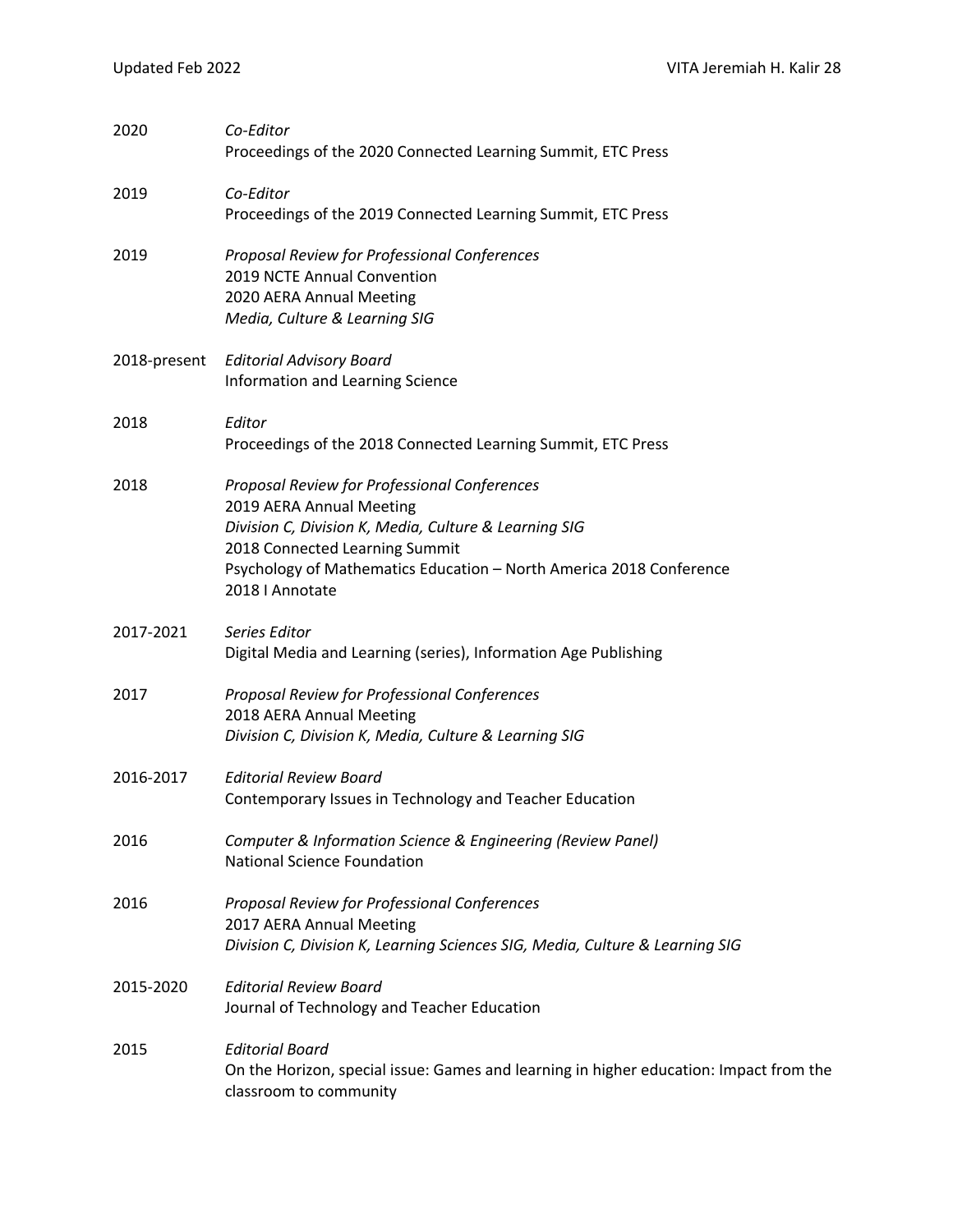2020 *Co-Editor*
Proceedings of the 2020 Connected Learning Summit, ETC Press

2019 *Co-Editor*
Proceedings of the 2019 Connected Learning Summit, ETC Press

2019 *Proposal Review for Professional Conferences*
2019 NCTE Annual Convention
2020 AERA Annual Meeting
*Media, Culture & Learning SIG*

2018-present *Editorial Advisory Board*
Information and Learning Science

2018 *Editor*
Proceedings of the 2018 Connected Learning Summit, ETC Press

2018 *Proposal Review for Professional Conferences*
2019 AERA Annual Meeting
*Division C, Division K, Media, Culture & Learning SIG*
2018 Connected Learning Summit
Psychology of Mathematics Education – North America 2018 Conference
2018 I Annotate

2017-2021 *Series Editor*
Digital Media and Learning (series), Information Age Publishing

2017 *Proposal Review for Professional Conferences*
2018 AERA Annual Meeting
*Division C, Division K, Media, Culture & Learning SIG*

2016-2017 *Editorial Review Board*
Contemporary Issues in Technology and Teacher Education

2016 *Computer & Information Science & Engineering (Review Panel)*
National Science Foundation

2016 *Proposal Review for Professional Conferences*
2017 AERA Annual Meeting
*Division C, Division K, Learning Sciences SIG, Media, Culture & Learning SIG*

2015-2020 *Editorial Review Board*
Journal of Technology and Teacher Education

2015 *Editorial Board*
On the Horizon, special issue: Games and learning in higher education: Impact from the classroom to community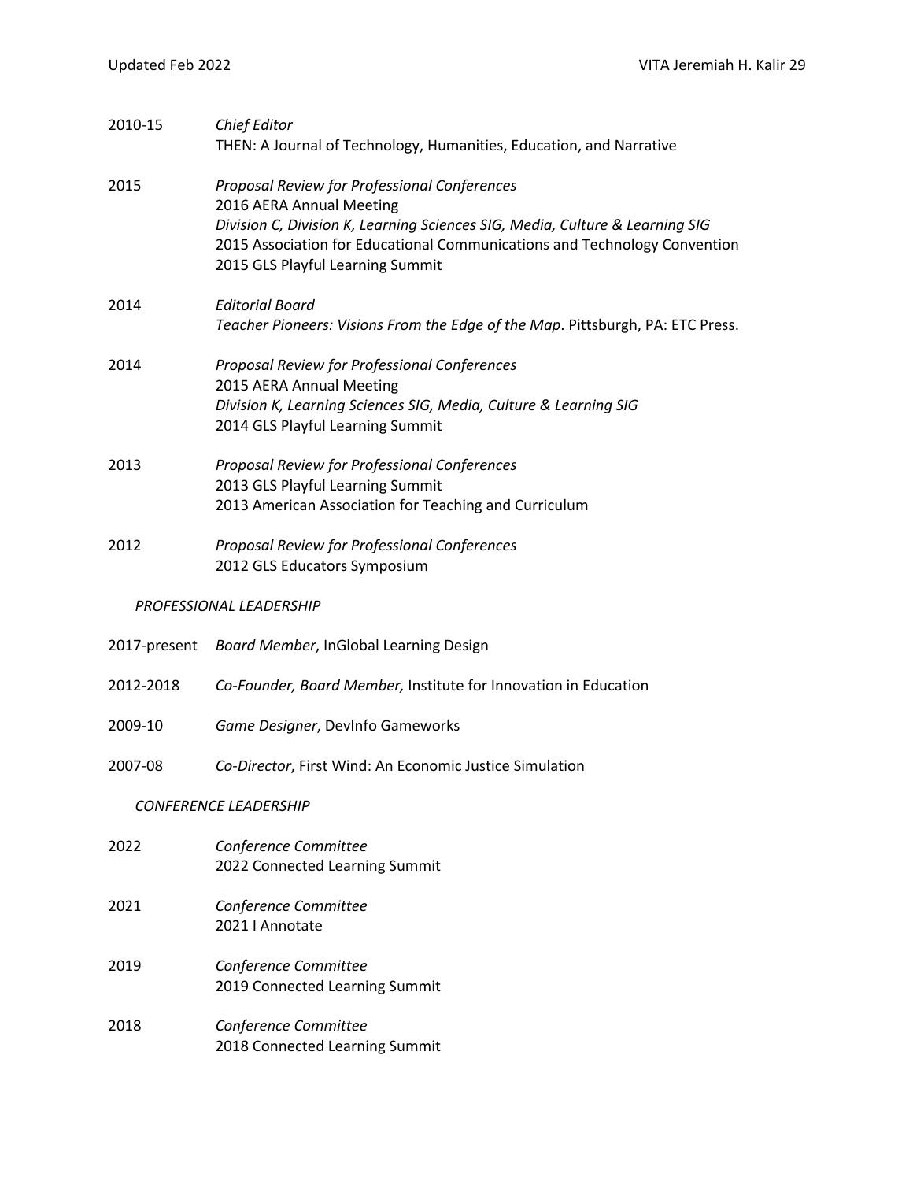2010-15 *Chief Editor*
THEN: A Journal of Technology, Humanities, Education, and Narrative

2015 *Proposal Review for Professional Conferences*
2016 AERA Annual Meeting
*Division C, Division K, Learning Sciences SIG, Media, Culture & Learning SIG*
2015 Association for Educational Communications and Technology Convention
2015 GLS Playful Learning Summit

2014 *Editorial Board*
*Teacher Pioneers: Visions From the Edge of the Map*. Pittsburgh, PA: ETC Press.

2014 *Proposal Review for Professional Conferences*
2015 AERA Annual Meeting
*Division K, Learning Sciences SIG, Media, Culture & Learning SIG*
2014 GLS Playful Learning Summit

2013 *Proposal Review for Professional Conferences*
2013 GLS Playful Learning Summit
2013 American Association for Teaching and Curriculum

2012 *Proposal Review for Professional Conferences*
2012 GLS Educators Symposium

*PROFESSIONAL LEADERSHIP*

2017-present *Board Member*, InGlobal Learning Design

2012-2018 *Co-Founder, Board Member,* Institute for Innovation in Education

2009-10 *Game Designer*, DevInfo Gameworks

2007-08 *Co-Director*, First Wind: An Economic Justice Simulation

*CONFERENCE LEADERSHIP*

2022 *Conference Committee*
2022 Connected Learning Summit

2021 *Conference Committee*
2021 I Annotate

2019 *Conference Committee*
2019 Connected Learning Summit

2018 *Conference Committee*
2018 Connected Learning Summit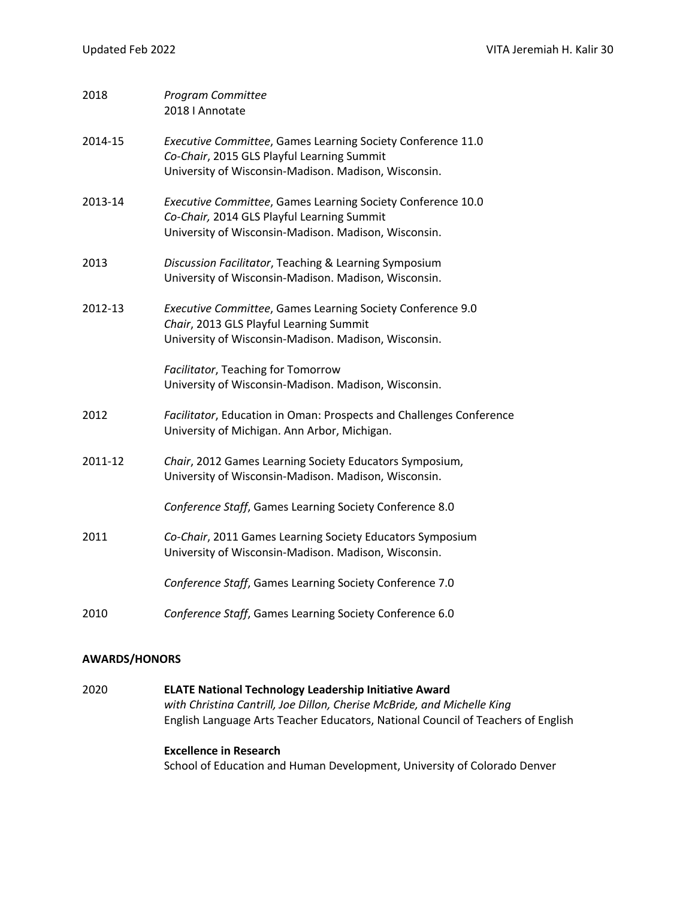2018 *Program Committee*
2018 I Annotate

2014-15 *Executive Committee*, Games Learning Society Conference 11.0
*Co-Chair*, 2015 GLS Playful Learning Summit
University of Wisconsin-Madison. Madison, Wisconsin.

2013-14 *Executive Committee*, Games Learning Society Conference 10.0
*Co-Chair,* 2014 GLS Playful Learning Summit
University of Wisconsin-Madison. Madison, Wisconsin.

2013 *Discussion Facilitator*, Teaching & Learning Symposium
University of Wisconsin-Madison. Madison, Wisconsin.

2012-13 *Executive Committee*, Games Learning Society Conference 9.0
*Chair*, 2013 GLS Playful Learning Summit
University of Wisconsin-Madison. Madison, Wisconsin.

*Facilitator*, Teaching for Tomorrow
University of Wisconsin-Madison. Madison, Wisconsin.

2012 *Facilitator*, Education in Oman: Prospects and Challenges Conference
University of Michigan. Ann Arbor, Michigan.

2011-12 *Chair*, 2012 Games Learning Society Educators Symposium,
University of Wisconsin-Madison. Madison, Wisconsin.

*Conference Staff*, Games Learning Society Conference 8.0

2011 *Co-Chair*, 2011 Games Learning Society Educators Symposium
University of Wisconsin-Madison. Madison, Wisconsin.

*Conference Staff*, Games Learning Society Conference 7.0

2010 *Conference Staff*, Games Learning Society Conference 6.0

**AWARDS/HONORS**

2020 **ELATE National Technology Leadership Initiative Award**
*with Christina Cantrill, Joe Dillon, Cherise McBride, and Michelle King*
English Language Arts Teacher Educators, National Council of Teachers of English

**Excellence in Research**
School of Education and Human Development, University of Colorado Denver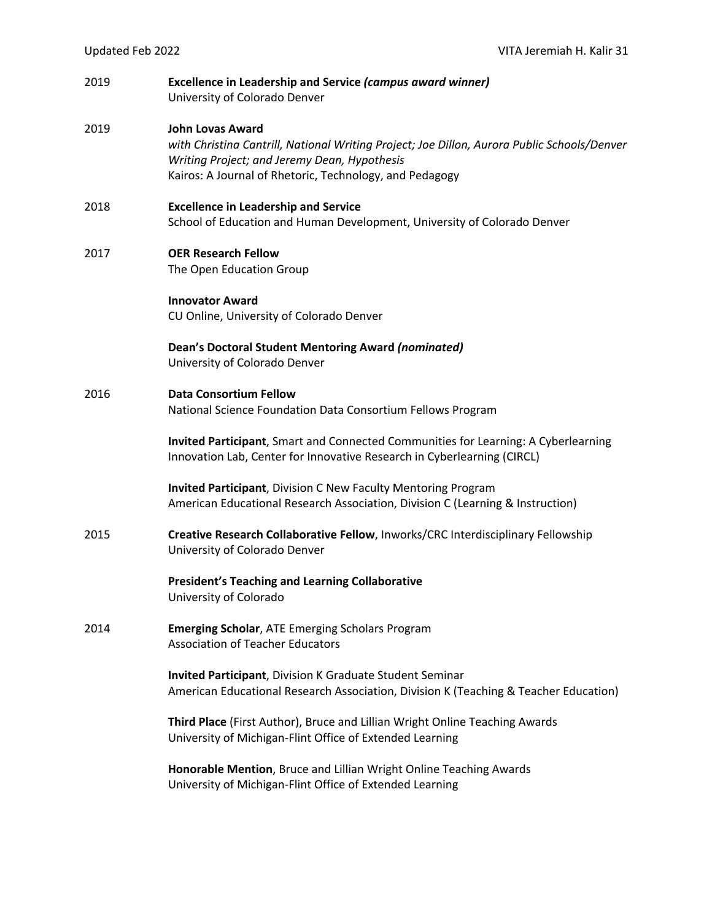2019 **Excellence in Leadership and Service *(campus award winner)***
University of Colorado Denver

2019 **John Lovas Award**
*with Christina Cantrill, National Writing Project; Joe Dillon, Aurora Public Schools/Denver Writing Project; and Jeremy Dean, Hypothesis*
Kairos: A Journal of Rhetoric, Technology, and Pedagogy

2018 **Excellence in Leadership and Service**
School of Education and Human Development, University of Colorado Denver

2017 **OER Research Fellow**
The Open Education Group

**Innovator Award**
CU Online, University of Colorado Denver

**Dean's Doctoral Student Mentoring Award *(nominated)***
University of Colorado Denver

2016 **Data Consortium Fellow**
National Science Foundation Data Consortium Fellows Program

**Invited Participant**, Smart and Connected Communities for Learning: A Cyberlearning Innovation Lab, Center for Innovative Research in Cyberlearning (CIRCL)

**Invited Participant**, Division C New Faculty Mentoring Program
American Educational Research Association, Division C (Learning & Instruction)

2015 **Creative Research Collaborative Fellow**, Inworks/CRC Interdisciplinary Fellowship
University of Colorado Denver

**President's Teaching and Learning Collaborative**
University of Colorado

2014 **Emerging Scholar**, ATE Emerging Scholars Program
Association of Teacher Educators

**Invited Participant**, Division K Graduate Student Seminar
American Educational Research Association, Division K (Teaching & Teacher Education)

**Third Place** (First Author), Bruce and Lillian Wright Online Teaching Awards
University of Michigan-Flint Office of Extended Learning

**Honorable Mention**, Bruce and Lillian Wright Online Teaching Awards
University of Michigan-Flint Office of Extended Learning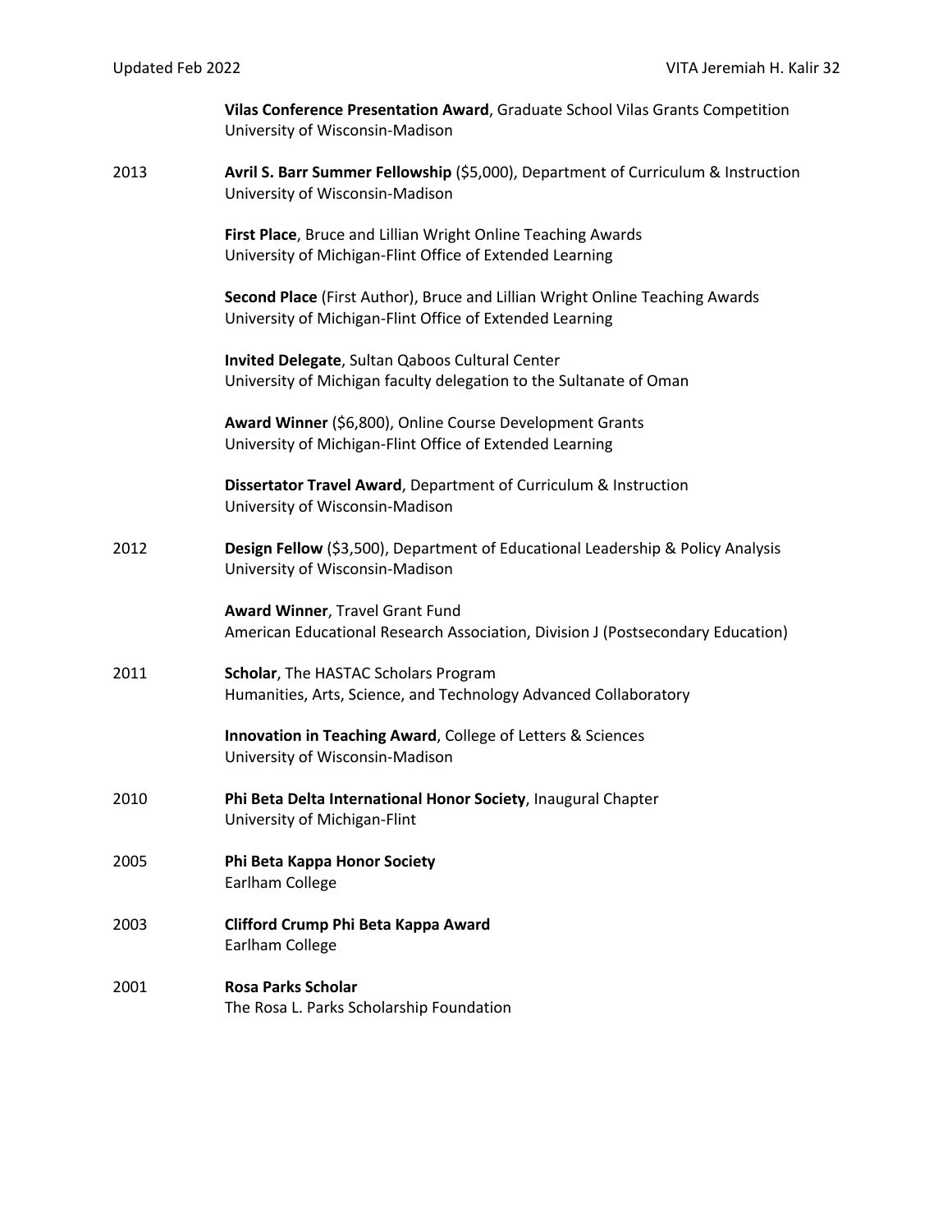**Vilas Conference Presentation Award**, Graduate School Vilas Grants Competition
University of Wisconsin-Madison

2013 **Avril S. Barr Summer Fellowship** ($5,000), Department of Curriculum & Instruction
University of Wisconsin-Madison

**First Place**, Bruce and Lillian Wright Online Teaching Awards
University of Michigan-Flint Office of Extended Learning

**Second Place** (First Author), Bruce and Lillian Wright Online Teaching Awards
University of Michigan-Flint Office of Extended Learning

**Invited Delegate**, Sultan Qaboos Cultural Center
University of Michigan faculty delegation to the Sultanate of Oman

**Award Winner** ($6,800), Online Course Development Grants
University of Michigan-Flint Office of Extended Learning

**Dissertator Travel Award**, Department of Curriculum & Instruction
University of Wisconsin-Madison

2012 **Design Fellow** ($3,500), Department of Educational Leadership & Policy Analysis
University of Wisconsin-Madison

**Award Winner**, Travel Grant Fund
American Educational Research Association, Division J (Postsecondary Education)

2011 **Scholar**, The HASTAC Scholars Program
Humanities, Arts, Science, and Technology Advanced Collaboratory

**Innovation in Teaching Award**, College of Letters & Sciences
University of Wisconsin-Madison

2010 **Phi Beta Delta International Honor Society**, Inaugural Chapter
University of Michigan-Flint

2005 **Phi Beta Kappa Honor Society**
Earlham College

2003 **Clifford Crump Phi Beta Kappa Award**
Earlham College

2001 **Rosa Parks Scholar**
The Rosa L. Parks Scholarship Foundation